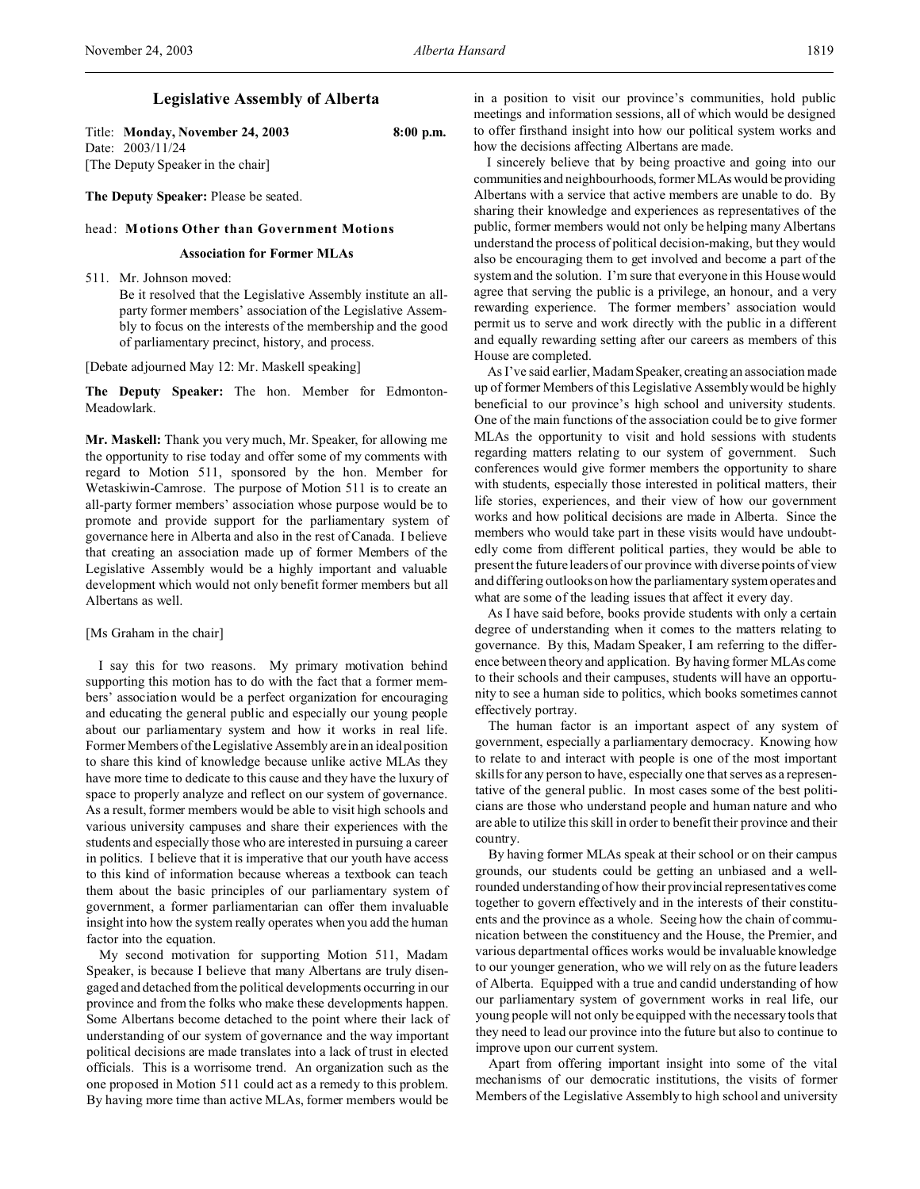# Legislative Assembly of Alberta

Title: **Monday, November 24, 2003** 8:00 p.m.
Date: 2003/11/24
[The Deputy Speaker in the chair]

**The Deputy Speaker:** Please be seated.

head: **Motions Other than Government Motions**

## Association for Former MLAs

511. Mr. Johnson moved:
Be it resolved that the Legislative Assembly institute an all-party former members' association of the Legislative Assembly to focus on the interests of the membership and the good of parliamentary precinct, history, and process.

[Debate adjourned May 12: Mr. Maskell speaking]

**The Deputy Speaker:** The hon. Member for Edmonton-Meadowlark.

**Mr. Maskell:** Thank you very much, Mr. Speaker, for allowing me the opportunity to rise today and offer some of my comments with regard to Motion 511, sponsored by the hon. Member for Wetaskiwin-Camrose. The purpose of Motion 511 is to create an all-party former members' association whose purpose would be to promote and provide support for the parliamentary system of governance here in Alberta and also in the rest of Canada. I believe that creating an association made up of former Members of the Legislative Assembly would be a highly important and valuable development which would not only benefit former members but all Albertans as well.

[Ms Graham in the chair]

I say this for two reasons. My primary motivation behind supporting this motion has to do with the fact that a former members' association would be a perfect organization for encouraging and educating the general public and especially our young people about our parliamentary system and how it works in real life. Former Members of the Legislative Assembly are in an ideal position to share this kind of knowledge because unlike active MLAs they have more time to dedicate to this cause and they have the luxury of space to properly analyze and reflect on our system of governance. As a result, former members would be able to visit high schools and various university campuses and share their experiences with the students and especially those who are interested in pursuing a career in politics. I believe that it is imperative that our youth have access to this kind of information because whereas a textbook can teach them about the basic principles of our parliamentary system of government, a former parliamentarian can offer them invaluable insight into how the system really operates when you add the human factor into the equation.

My second motivation for supporting Motion 511, Madam Speaker, is because I believe that many Albertans are truly disengaged and detached from the political developments occurring in our province and from the folks who make these developments happen. Some Albertans become detached to the point where their lack of understanding of our system of governance and the way important political decisions are made translates into a lack of trust in elected officials. This is a worrisome trend. An organization such as the one proposed in Motion 511 could act as a remedy to this problem. By having more time than active MLAs, former members would be in a position to visit our province's communities, hold public meetings and information sessions, all of which would be designed to offer firsthand insight into how our political system works and how the decisions affecting Albertans are made.

I sincerely believe that by being proactive and going into our communities and neighbourhoods, former MLAs would be providing Albertans with a service that active members are unable to do. By sharing their knowledge and experiences as representatives of the public, former members would not only be helping many Albertans understand the process of political decision-making, but they would also be encouraging them to get involved and become a part of the system and the solution. I'm sure that everyone in this House would agree that serving the public is a privilege, an honour, and a very rewarding experience. The former members' association would permit us to serve and work directly with the public in a different and equally rewarding setting after our careers as members of this House are completed.

As I've said earlier, Madam Speaker, creating an association made up of former Members of this Legislative Assembly would be highly beneficial to our province's high school and university students. One of the main functions of the association could be to give former MLAs the opportunity to visit and hold sessions with students regarding matters relating to our system of government. Such conferences would give former members the opportunity to share with students, especially those interested in political matters, their life stories, experiences, and their view of how our government works and how political decisions are made in Alberta. Since the members who would take part in these visits would have undoubtedly come from different political parties, they would be able to present the future leaders of our province with diverse points of view and differing outlooks on how the parliamentary system operates and what are some of the leading issues that affect it every day.

As I have said before, books provide students with only a certain degree of understanding when it comes to the matters relating to governance. By this, Madam Speaker, I am referring to the difference between theory and application. By having former MLAs come to their schools and their campuses, students will have an opportunity to see a human side to politics, which books sometimes cannot effectively portray.

The human factor is an important aspect of any system of government, especially a parliamentary democracy. Knowing how to relate to and interact with people is one of the most important skills for any person to have, especially one that serves as a representative of the general public. In most cases some of the best politicians are those who understand people and human nature and who are able to utilize this skill in order to benefit their province and their country.

By having former MLAs speak at their school or on their campus grounds, our students could be getting an unbiased and a well-rounded understanding of how their provincial representatives come together to govern effectively and in the interests of their constituents and the province as a whole. Seeing how the chain of communication between the constituency and the House, the Premier, and various departmental offices works would be invaluable knowledge to our younger generation, who we will rely on as the future leaders of Alberta. Equipped with a true and candid understanding of how our parliamentary system of government works in real life, our young people will not only be equipped with the necessary tools that they need to lead our province into the future but also to continue to improve upon our current system.

Apart from offering important insight into some of the vital mechanisms of our democratic institutions, the visits of former Members of the Legislative Assembly to high school and university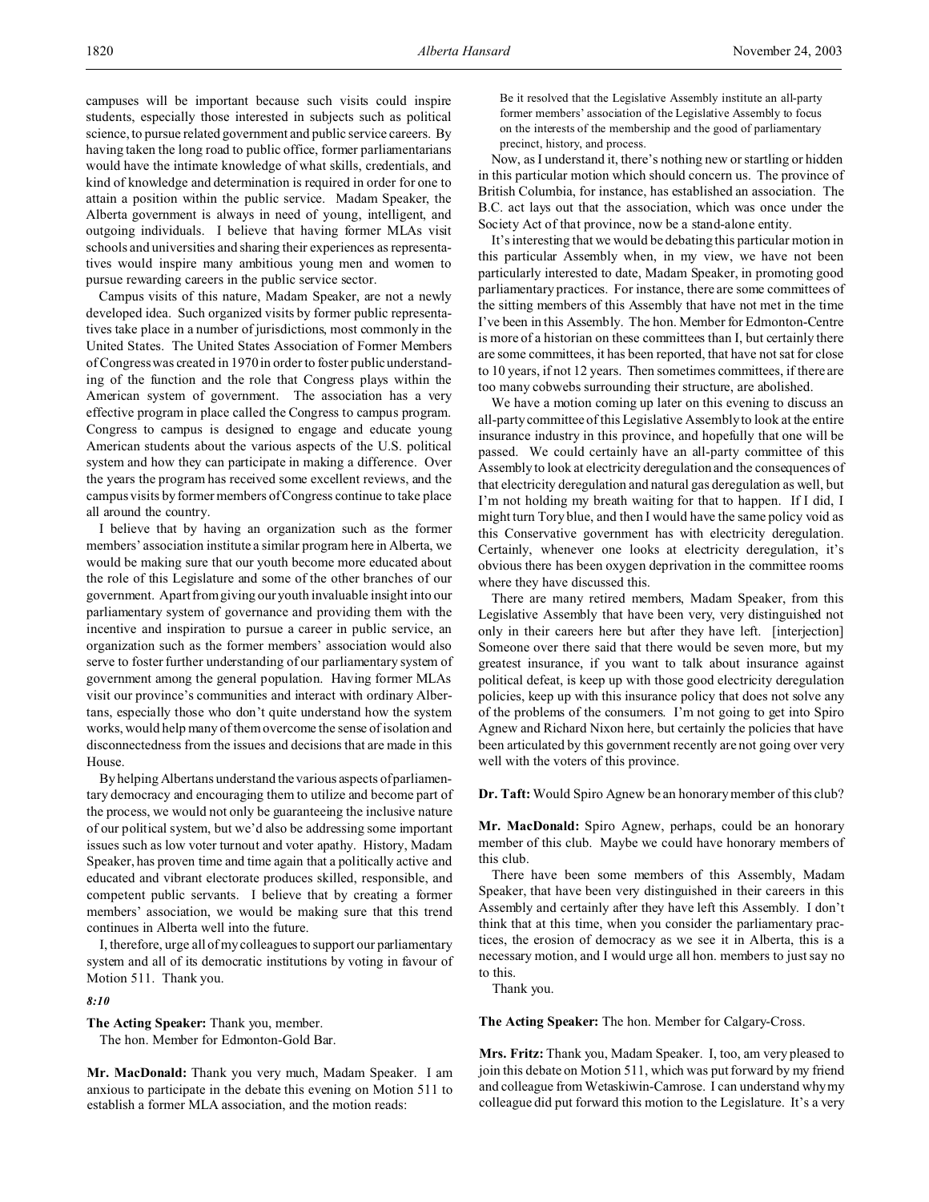campuses will be important because such visits could inspire students, especially those interested in subjects such as political science, to pursue related government and public service careers. By having taken the long road to public office, former parliamentarians would have the intimate knowledge of what skills, credentials, and kind of knowledge and determination is required in order for one to attain a position within the public service. Madam Speaker, the Alberta government is always in need of young, intelligent, and outgoing individuals. I believe that having former MLAs visit schools and universities and sharing their experiences as representatives would inspire many ambitious young men and women to pursue rewarding careers in the public service sector.

Campus visits of this nature, Madam Speaker, are not a newly developed idea. Such organized visits by former public representatives take place in a number of jurisdictions, most commonly in the United States. The United States Association of Former Members of Congress was created in 1970 in order to foster public understanding of the function and the role that Congress plays within the American system of government. The association has a very effective program in place called the Congress to campus program. Congress to campus is designed to engage and educate young American students about the various aspects of the U.S. political system and how they can participate in making a difference. Over the years the program has received some excellent reviews, and the campus visits by former members of Congress continue to take place all around the country.

I believe that by having an organization such as the former members' association institute a similar program here in Alberta, we would be making sure that our youth become more educated about the role of this Legislature and some of the other branches of our government. Apart from giving our youth invaluable insight into our parliamentary system of governance and providing them with the incentive and inspiration to pursue a career in public service, an organization such as the former members' association would also serve to foster further understanding of our parliamentary system of government among the general population. Having former MLAs visit our province's communities and interact with ordinary Albertans, especially those who don't quite understand how the system works, would help many of them overcome the sense of isolation and disconnectedness from the issues and decisions that are made in this House.

By helping Albertans understand the various aspects of parliamentary democracy and encouraging them to utilize and become part of the process, we would not only be guaranteeing the inclusive nature of our political system, but we'd also be addressing some important issues such as low voter turnout and voter apathy. History, Madam Speaker, has proven time and time again that a politically active and educated and vibrant electorate produces skilled, responsible, and competent public servants. I believe that by creating a former members' association, we would be making sure that this trend continues in Alberta well into the future.

I, therefore, urge all of my colleagues to support our parliamentary system and all of its democratic institutions by voting in favour of Motion 511. Thank you.

*8:10*

**The Acting Speaker:** Thank you, member.

The hon. Member for Edmonton-Gold Bar.

**Mr. MacDonald:** Thank you very much, Madam Speaker. I am anxious to participate in the debate this evening on Motion 511 to establish a former MLA association, and the motion reads:

> Be it resolved that the Legislative Assembly institute an all-party former members' association of the Legislative Assembly to focus on the interests of the membership and the good of parliamentary precinct, history, and process.

Now, as I understand it, there's nothing new or startling or hidden in this particular motion which should concern us. The province of British Columbia, for instance, has established an association. The B.C. act lays out that the association, which was once under the Society Act of that province, now be a stand-alone entity.

It's interesting that we would be debating this particular motion in this particular Assembly when, in my view, we have not been particularly interested to date, Madam Speaker, in promoting good parliamentary practices. For instance, there are some committees of the sitting members of this Assembly that have not met in the time I've been in this Assembly. The hon. Member for Edmonton-Centre is more of a historian on these committees than I, but certainly there are some committees, it has been reported, that have not sat for close to 10 years, if not 12 years. Then sometimes committees, if there are too many cobwebs surrounding their structure, are abolished.

We have a motion coming up later on this evening to discuss an all-party committee of this Legislative Assembly to look at the entire insurance industry in this province, and hopefully that one will be passed. We could certainly have an all-party committee of this Assembly to look at electricity deregulation and the consequences of that electricity deregulation and natural gas deregulation as well, but I'm not holding my breath waiting for that to happen. If I did, I might turn Tory blue, and then I would have the same policy void as this Conservative government has with electricity deregulation. Certainly, whenever one looks at electricity deregulation, it's obvious there has been oxygen deprivation in the committee rooms where they have discussed this.

There are many retired members, Madam Speaker, from this Legislative Assembly that have been very, very distinguished not only in their careers here but after they have left. [interjection] Someone over there said that there would be seven more, but my greatest insurance, if you want to talk about insurance against political defeat, is keep up with those good electricity deregulation policies, keep up with this insurance policy that does not solve any of the problems of the consumers. I'm not going to get into Spiro Agnew and Richard Nixon here, but certainly the policies that have been articulated by this government recently are not going over very well with the voters of this province.

**Dr. Taft:** Would Spiro Agnew be an honorary member of this club?

**Mr. MacDonald:** Spiro Agnew, perhaps, could be an honorary member of this club. Maybe we could have honorary members of this club.

There have been some members of this Assembly, Madam Speaker, that have been very distinguished in their careers in this Assembly and certainly after they have left this Assembly. I don't think that at this time, when you consider the parliamentary practices, the erosion of democracy as we see it in Alberta, this is a necessary motion, and I would urge all hon. members to just say no to this.

Thank you.

**The Acting Speaker:** The hon. Member for Calgary-Cross.

**Mrs. Fritz:** Thank you, Madam Speaker. I, too, am very pleased to join this debate on Motion 511, which was put forward by my friend and colleague from Wetaskiwin-Camrose. I can understand why my colleague did put forward this motion to the Legislature. It's a very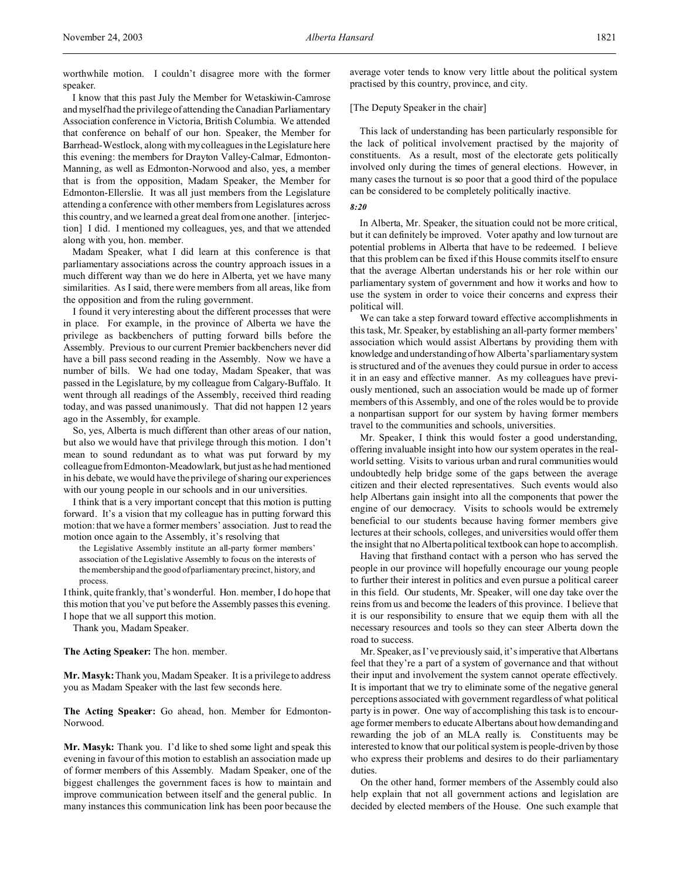worthwhile motion. I couldn't disagree more with the former speaker.

I know that this past July the Member for Wetaskiwin-Camrose and myself had the privilege of attending the Canadian Parliamentary Association conference in Victoria, British Columbia. We attended that conference on behalf of our hon. Speaker, the Member for Barrhead-Westlock, along with my colleagues in the Legislature here this evening: the members for Drayton Valley-Calmar, Edmonton-Manning, as well as Edmonton-Norwood and also, yes, a member that is from the opposition, Madam Speaker, the Member for Edmonton-Ellerslie. It was all just members from the Legislature attending a conference with other members from Legislatures across this country, and we learned a great deal from one another. [interjection] I did. I mentioned my colleagues, yes, and that we attended along with you, hon. member.

Madam Speaker, what I did learn at this conference is that parliamentary associations across the country approach issues in a much different way than we do here in Alberta, yet we have many similarities. As I said, there were members from all areas, like from the opposition and from the ruling government.

I found it very interesting about the different processes that were in place. For example, in the province of Alberta we have the privilege as backbenchers of putting forward bills before the Assembly. Previous to our current Premier backbenchers never did have a bill pass second reading in the Assembly. Now we have a number of bills. We had one today, Madam Speaker, that was passed in the Legislature, by my colleague from Calgary-Buffalo. It went through all readings of the Assembly, received third reading today, and was passed unanimously. That did not happen 12 years ago in the Assembly, for example.

So, yes, Alberta is much different than other areas of our nation, but also we would have that privilege through this motion. I don't mean to sound redundant as to what was put forward by my colleague from Edmonton-Meadowlark, but just as he had mentioned in his debate, we would have the privilege of sharing our experiences with our young people in our schools and in our universities.

I think that is a very important concept that this motion is putting forward. It's a vision that my colleague has in putting forward this motion: that we have a former members' association. Just to read the motion once again to the Assembly, it's resolving that

> the Legislative Assembly institute an all-party former members' association of the Legislative Assembly to focus on the interests of the membership and the good of parliamentary precinct, history, and process.

I think, quite frankly, that's wonderful. Hon. member, I do hope that this motion that you've put before the Assembly passes this evening. I hope that we all support this motion.

Thank you, Madam Speaker.

**The Acting Speaker:** The hon. member.

**Mr. Masyk:** Thank you, Madam Speaker. It is a privilege to address you as Madam Speaker with the last few seconds here.

**The Acting Speaker:** Go ahead, hon. Member for Edmonton-Norwood.

**Mr. Masyk:** Thank you. I'd like to shed some light and speak this evening in favour of this motion to establish an association made up of former members of this Assembly. Madam Speaker, one of the biggest challenges the government faces is how to maintain and improve communication between itself and the general public. In many instances this communication link has been poor because the average voter tends to know very little about the political system practised by this country, province, and city.

[The Deputy Speaker in the chair]

This lack of understanding has been particularly responsible for the lack of political involvement practised by the majority of constituents. As a result, most of the electorate gets politically involved only during the times of general elections. However, in many cases the turnout is so poor that a good third of the populace can be considered to be completely politically inactive.

*8:20*

In Alberta, Mr. Speaker, the situation could not be more critical, but it can definitely be improved. Voter apathy and low turnout are potential problems in Alberta that have to be redeemed. I believe that this problem can be fixed if this House commits itself to ensure that the average Albertan understands his or her role within our parliamentary system of government and how it works and how to use the system in order to voice their concerns and express their political will.

We can take a step forward toward effective accomplishments in this task, Mr. Speaker, by establishing an all-party former members' association which would assist Albertans by providing them with knowledge and understanding of how Alberta's parliamentary system is structured and of the avenues they could pursue in order to access it in an easy and effective manner. As my colleagues have previously mentioned, such an association would be made up of former members of this Assembly, and one of the roles would be to provide a nonpartisan support for our system by having former members travel to the communities and schools, universities.

Mr. Speaker, I think this would foster a good understanding, offering invaluable insight into how our system operates in the real-world setting. Visits to various urban and rural communities would undoubtedly help bridge some of the gaps between the average citizen and their elected representatives. Such events would also help Albertans gain insight into all the components that power the engine of our democracy. Visits to schools would be extremely beneficial to our students because having former members give lectures at their schools, colleges, and universities would offer them the insight that no Alberta political textbook can hope to accomplish.

Having that firsthand contact with a person who has served the people in our province will hopefully encourage our young people to further their interest in politics and even pursue a political career in this field. Our students, Mr. Speaker, will one day take over the reins from us and become the leaders of this province. I believe that it is our responsibility to ensure that we equip them with all the necessary resources and tools so they can steer Alberta down the road to success.

Mr. Speaker, as I've previously said, it's imperative that Albertans feel that they're a part of a system of governance and that without their input and involvement the system cannot operate effectively. It is important that we try to eliminate some of the negative general perceptions associated with government regardless of what political party is in power. One way of accomplishing this task is to encourage former members to educate Albertans about how demanding and rewarding the job of an MLA really is. Constituents may be interested to know that our political system is people-driven by those who express their problems and desires to do their parliamentary duties.

On the other hand, former members of the Assembly could also help explain that not all government actions and legislation are decided by elected members of the House. One such example that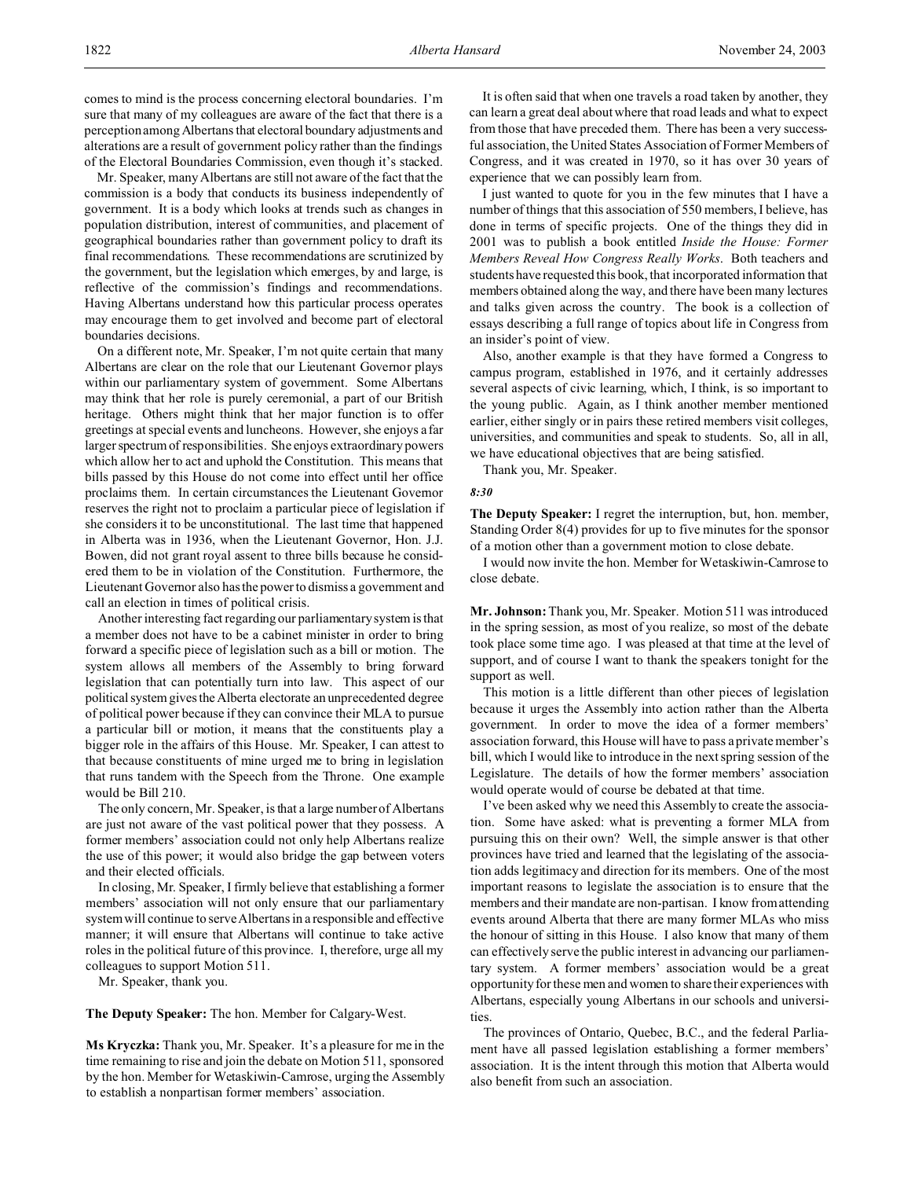comes to mind is the process concerning electoral boundaries. I'm sure that many of my colleagues are aware of the fact that there is a perception among Albertans that electoral boundary adjustments and alterations are a result of government policy rather than the findings of the Electoral Boundaries Commission, even though it's stacked.

Mr. Speaker, many Albertans are still not aware of the fact that the commission is a body that conducts its business independently of government. It is a body which looks at trends such as changes in population distribution, interest of communities, and placement of geographical boundaries rather than government policy to draft its final recommendations. These recommendations are scrutinized by the government, but the legislation which emerges, by and large, is reflective of the commission's findings and recommendations. Having Albertans understand how this particular process operates may encourage them to get involved and become part of electoral boundaries decisions.

On a different note, Mr. Speaker, I'm not quite certain that many Albertans are clear on the role that our Lieutenant Governor plays within our parliamentary system of government. Some Albertans may think that her role is purely ceremonial, a part of our British heritage. Others might think that her major function is to offer greetings at special events and luncheons. However, she enjoys a far larger spectrum of responsibilities. She enjoys extraordinary powers which allow her to act and uphold the Constitution. This means that bills passed by this House do not come into effect until her office proclaims them. In certain circumstances the Lieutenant Governor reserves the right not to proclaim a particular piece of legislation if she considers it to be unconstitutional. The last time that happened in Alberta was in 1936, when the Lieutenant Governor, Hon. J.J. Bowen, did not grant royal assent to three bills because he considered them to be in violation of the Constitution. Furthermore, the Lieutenant Governor also has the power to dismiss a government and call an election in times of political crisis.

Another interesting fact regarding our parliamentary system is that a member does not have to be a cabinet minister in order to bring forward a specific piece of legislation such as a bill or motion. The system allows all members of the Assembly to bring forward legislation that can potentially turn into law. This aspect of our political system gives the Alberta electorate an unprecedented degree of political power because if they can convince their MLA to pursue a particular bill or motion, it means that the constituents play a bigger role in the affairs of this House. Mr. Speaker, I can attest to that because constituents of mine urged me to bring in legislation that runs tandem with the Speech from the Throne. One example would be Bill 210.

The only concern, Mr. Speaker, is that a large number of Albertans are just not aware of the vast political power that they possess. A former members' association could not only help Albertans realize the use of this power; it would also bridge the gap between voters and their elected officials.

In closing, Mr. Speaker, I firmly believe that establishing a former members' association will not only ensure that our parliamentary system will continue to serve Albertans in a responsible and effective manner; it will ensure that Albertans will continue to take active roles in the political future of this province. I, therefore, urge all my colleagues to support Motion 511.

Mr. Speaker, thank you.

**The Deputy Speaker:** The hon. Member for Calgary-West.

**Ms Kryczka:** Thank you, Mr. Speaker. It's a pleasure for me in the time remaining to rise and join the debate on Motion 511, sponsored by the hon. Member for Wetaskiwin-Camrose, urging the Assembly to establish a nonpartisan former members' association.

It is often said that when one travels a road taken by another, they can learn a great deal about where that road leads and what to expect from those that have preceded them. There has been a very successful association, the United States Association of Former Members of Congress, and it was created in 1970, so it has over 30 years of experience that we can possibly learn from.

I just wanted to quote for you in the few minutes that I have a number of things that this association of 550 members, I believe, has done in terms of specific projects. One of the things they did in 2001 was to publish a book entitled *Inside the House: Former Members Reveal How Congress Really Works*. Both teachers and students have requested this book, that incorporated information that members obtained along the way, and there have been many lectures and talks given across the country. The book is a collection of essays describing a full range of topics about life in Congress from an insider's point of view.

Also, another example is that they have formed a Congress to campus program, established in 1976, and it certainly addresses several aspects of civic learning, which, I think, is so important to the young public. Again, as I think another member mentioned earlier, either singly or in pairs these retired members visit colleges, universities, and communities and speak to students. So, all in all, we have educational objectives that are being satisfied.

Thank you, Mr. Speaker.

*8:30*

**The Deputy Speaker:** I regret the interruption, but, hon. member, Standing Order 8(4) provides for up to five minutes for the sponsor of a motion other than a government motion to close debate.

I would now invite the hon. Member for Wetaskiwin-Camrose to close debate.

**Mr. Johnson:** Thank you, Mr. Speaker. Motion 511 was introduced in the spring session, as most of you realize, so most of the debate took place some time ago. I was pleased at that time at the level of support, and of course I want to thank the speakers tonight for the support as well.

This motion is a little different than other pieces of legislation because it urges the Assembly into action rather than the Alberta government. In order to move the idea of a former members' association forward, this House will have to pass a private member's bill, which I would like to introduce in the next spring session of the Legislature. The details of how the former members' association would operate would of course be debated at that time.

I've been asked why we need this Assembly to create the association. Some have asked: what is preventing a former MLA from pursuing this on their own? Well, the simple answer is that other provinces have tried and learned that the legislating of the association adds legitimacy and direction for its members. One of the most important reasons to legislate the association is to ensure that the members and their mandate are non-partisan. I know from attending events around Alberta that there are many former MLAs who miss the honour of sitting in this House. I also know that many of them can effectively serve the public interest in advancing our parliamentary system. A former members' association would be a great opportunity for these men and women to share their experiences with Albertans, especially young Albertans in our schools and universities.

The provinces of Ontario, Quebec, B.C., and the federal Parliament have all passed legislation establishing a former members' association. It is the intent through this motion that Alberta would also benefit from such an association.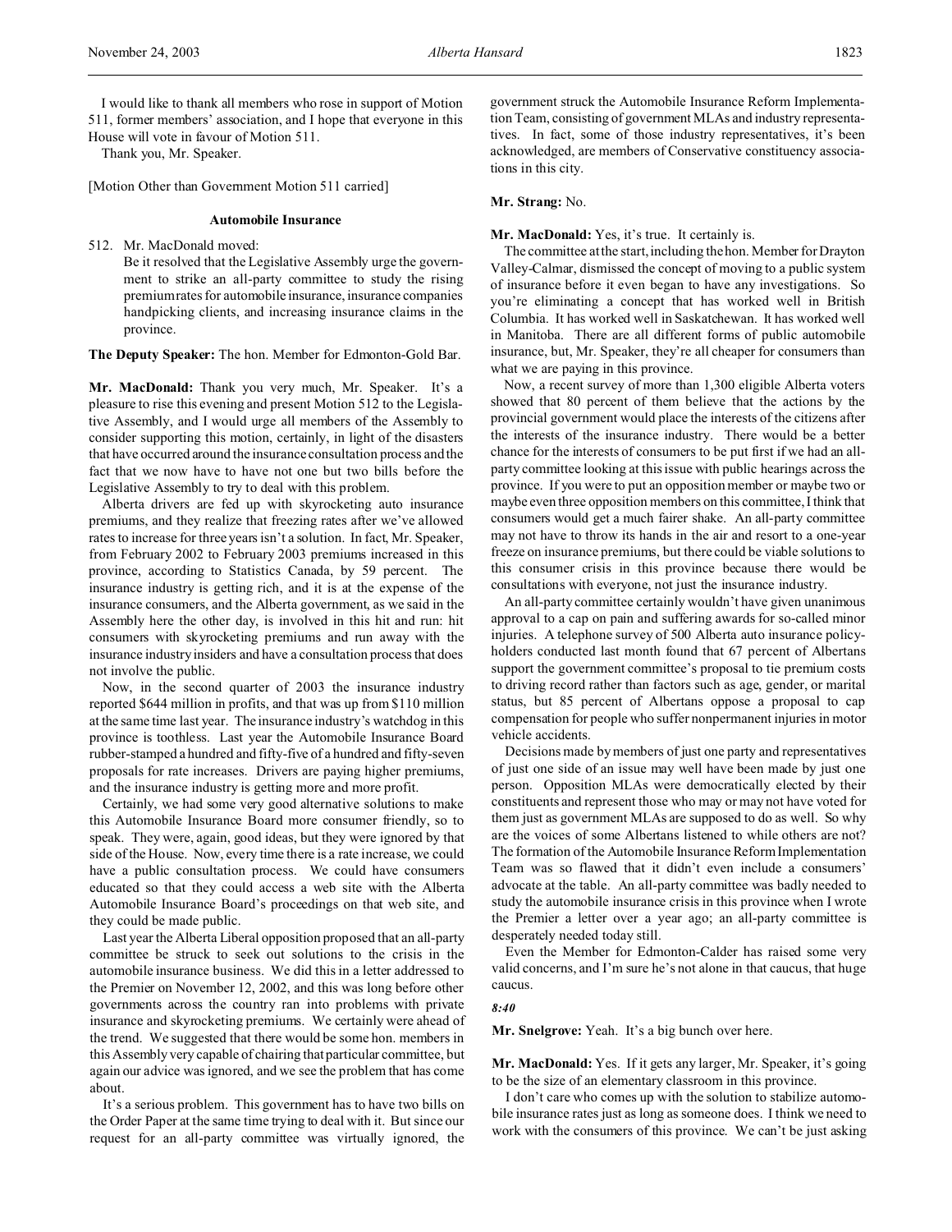I would like to thank all members who rose in support of Motion 511, former members' association, and I hope that everyone in this House will vote in favour of Motion 511.

Thank you, Mr. Speaker.

[Motion Other than Government Motion 511 carried]

### Automobile Insurance

512. Mr. MacDonald moved:

Be it resolved that the Legislative Assembly urge the government to strike an all-party committee to study the rising premium rates for automobile insurance, insurance companies handpicking clients, and increasing insurance claims in the province.

**The Deputy Speaker:** The hon. Member for Edmonton-Gold Bar.

**Mr. MacDonald:** Thank you very much, Mr. Speaker. It's a pleasure to rise this evening and present Motion 512 to the Legislative Assembly, and I would urge all members of the Assembly to consider supporting this motion, certainly, in light of the disasters that have occurred around the insurance consultation process and the fact that we now have to have not one but two bills before the Legislative Assembly to try to deal with this problem.

Alberta drivers are fed up with skyrocketing auto insurance premiums, and they realize that freezing rates after we've allowed rates to increase for three years isn't a solution. In fact, Mr. Speaker, from February 2002 to February 2003 premiums increased in this province, according to Statistics Canada, by 59 percent. The insurance industry is getting rich, and it is at the expense of the insurance consumers, and the Alberta government, as we said in the Assembly here the other day, is involved in this hit and run: hit consumers with skyrocketing premiums and run away with the insurance industry insiders and have a consultation process that does not involve the public.

Now, in the second quarter of 2003 the insurance industry reported $644 million in profits, and that was up from $110 million at the same time last year. The insurance industry's watchdog in this province is toothless. Last year the Automobile Insurance Board rubber-stamped a hundred and fifty-five of a hundred and fifty-seven proposals for rate increases. Drivers are paying higher premiums, and the insurance industry is getting more and more profit.

Certainly, we had some very good alternative solutions to make this Automobile Insurance Board more consumer friendly, so to speak. They were, again, good ideas, but they were ignored by that side of the House. Now, every time there is a rate increase, we could have a public consultation process. We could have consumers educated so that they could access a web site with the Alberta Automobile Insurance Board's proceedings on that web site, and they could be made public.

Last year the Alberta Liberal opposition proposed that an all-party committee be struck to seek out solutions to the crisis in the automobile insurance business. We did this in a letter addressed to the Premier on November 12, 2002, and this was long before other governments across the country ran into problems with private insurance and skyrocketing premiums. We certainly were ahead of the trend. We suggested that there would be some hon. members in this Assembly very capable of chairing that particular committee, but again our advice was ignored, and we see the problem that has come about.

It's a serious problem. This government has to have two bills on the Order Paper at the same time trying to deal with it. But since our request for an all-party committee was virtually ignored, the government struck the Automobile Insurance Reform Implementation Team, consisting of government MLAs and industry representatives. In fact, some of those industry representatives, it's been acknowledged, are members of Conservative constituency associations in this city.

**Mr. Strang:** No.

**Mr. MacDonald:** Yes, it's true. It certainly is.

The committee at the start, including the hon. Member for Drayton Valley-Calmar, dismissed the concept of moving to a public system of insurance before it even began to have any investigations. So you're eliminating a concept that has worked well in British Columbia. It has worked well in Saskatchewan. It has worked well in Manitoba. There are all different forms of public automobile insurance, but, Mr. Speaker, they're all cheaper for consumers than what we are paying in this province.

Now, a recent survey of more than 1,300 eligible Alberta voters showed that 80 percent of them believe that the actions by the provincial government would place the interests of the citizens after the interests of the insurance industry. There would be a better chance for the interests of consumers to be put first if we had an all-party committee looking at this issue with public hearings across the province. If you were to put an opposition member or maybe two or maybe even three opposition members on this committee, I think that consumers would get a much fairer shake. An all-party committee may not have to throw its hands in the air and resort to a one-year freeze on insurance premiums, but there could be viable solutions to this consumer crisis in this province because there would be consultations with everyone, not just the insurance industry.

An all-party committee certainly wouldn't have given unanimous approval to a cap on pain and suffering awards for so-called minor injuries. A telephone survey of 500 Alberta auto insurance policyholders conducted last month found that 67 percent of Albertans support the government committee's proposal to tie premium costs to driving record rather than factors such as age, gender, or marital status, but 85 percent of Albertans oppose a proposal to cap compensation for people who suffer nonpermanent injuries in motor vehicle accidents.

Decisions made by members of just one party and representatives of just one side of an issue may well have been made by just one person. Opposition MLAs were democratically elected by their constituents and represent those who may or may not have voted for them just as government MLAs are supposed to do as well. So why are the voices of some Albertans listened to while others are not? The formation of the Automobile Insurance Reform Implementation Team was so flawed that it didn't even include a consumers' advocate at the table. An all-party committee was badly needed to study the automobile insurance crisis in this province when I wrote the Premier a letter over a year ago; an all-party committee is desperately needed today still.

Even the Member for Edmonton-Calder has raised some very valid concerns, and I'm sure he's not alone in that caucus, that huge caucus.

*8:40*

**Mr. Snelgrove:** Yeah. It's a big bunch over here.

**Mr. MacDonald:** Yes. If it gets any larger, Mr. Speaker, it's going to be the size of an elementary classroom in this province.

I don't care who comes up with the solution to stabilize automobile insurance rates just as long as someone does. I think we need to work with the consumers of this province. We can't be just asking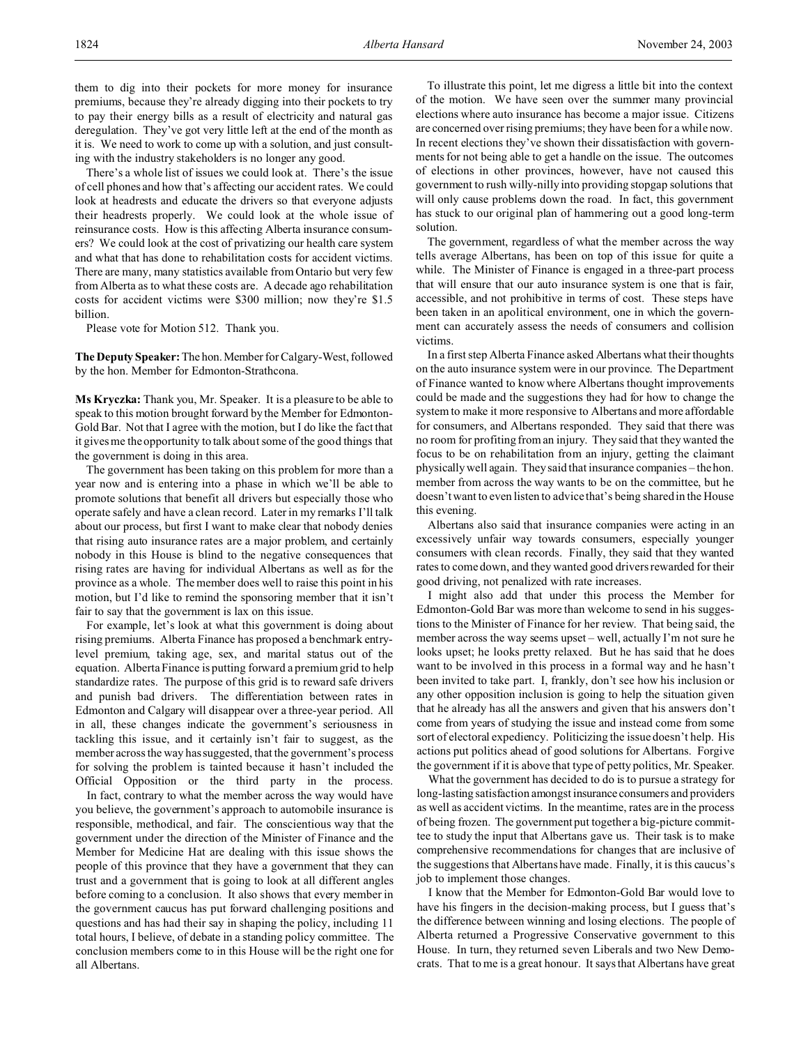them to dig into their pockets for more money for insurance premiums, because they're already digging into their pockets to try to pay their energy bills as a result of electricity and natural gas deregulation. They've got very little left at the end of the month as it is. We need to work to come up with a solution, and just consulting with the industry stakeholders is no longer any good.

There's a whole list of issues we could look at. There's the issue of cell phones and how that's affecting our accident rates. We could look at headrests and educate the drivers so that everyone adjusts their headrests properly. We could look at the whole issue of reinsurance costs. How is this affecting Alberta insurance consumers? We could look at the cost of privatizing our health care system and what that has done to rehabilitation costs for accident victims. There are many, many statistics available from Ontario but very few from Alberta as to what these costs are. A decade ago rehabilitation costs for accident victims were $300 million; now they're $1.5 billion.

Please vote for Motion 512. Thank you.

**The Deputy Speaker:** The hon. Member for Calgary-West, followed by the hon. Member for Edmonton-Strathcona.

**Ms Kryczka:** Thank you, Mr. Speaker. It is a pleasure to be able to speak to this motion brought forward by the Member for Edmonton-Gold Bar. Not that I agree with the motion, but I do like the fact that it gives me the opportunity to talk about some of the good things that the government is doing in this area.

The government has been taking on this problem for more than a year now and is entering into a phase in which we'll be able to promote solutions that benefit all drivers but especially those who operate safely and have a clean record. Later in my remarks I'll talk about our process, but first I want to make clear that nobody denies that rising auto insurance rates are a major problem, and certainly nobody in this House is blind to the negative consequences that rising rates are having for individual Albertans as well as for the province as a whole. The member does well to raise this point in his motion, but I'd like to remind the sponsoring member that it isn't fair to say that the government is lax on this issue.

For example, let's look at what this government is doing about rising premiums. Alberta Finance has proposed a benchmark entry-level premium, taking age, sex, and marital status out of the equation. Alberta Finance is putting forward a premium grid to help standardize rates. The purpose of this grid is to reward safe drivers and punish bad drivers. The differentiation between rates in Edmonton and Calgary will disappear over a three-year period. All in all, these changes indicate the government's seriousness in tackling this issue, and it certainly isn't fair to suggest, as the member across the way has suggested, that the government's process for solving the problem is tainted because it hasn't included the Official Opposition or the third party in the process.

In fact, contrary to what the member across the way would have you believe, the government's approach to automobile insurance is responsible, methodical, and fair. The conscientious way that the government under the direction of the Minister of Finance and the Member for Medicine Hat are dealing with this issue shows the people of this province that they have a government that they can trust and a government that is going to look at all different angles before coming to a conclusion. It also shows that every member in the government caucus has put forward challenging positions and questions and has had their say in shaping the policy, including 11 total hours, I believe, of debate in a standing policy committee. The conclusion members come to in this House will be the right one for all Albertans.

To illustrate this point, let me digress a little bit into the context of the motion. We have seen over the summer many provincial elections where auto insurance has become a major issue. Citizens are concerned over rising premiums; they have been for a while now. In recent elections they've shown their dissatisfaction with governments for not being able to get a handle on the issue. The outcomes of elections in other provinces, however, have not caused this government to rush willy-nilly into providing stopgap solutions that will only cause problems down the road. In fact, this government has stuck to our original plan of hammering out a good long-term solution.

The government, regardless of what the member across the way tells average Albertans, has been on top of this issue for quite a while. The Minister of Finance is engaged in a three-part process that will ensure that our auto insurance system is one that is fair, accessible, and not prohibitive in terms of cost. These steps have been taken in an apolitical environment, one in which the government can accurately assess the needs of consumers and collision victims.

In a first step Alberta Finance asked Albertans what their thoughts on the auto insurance system were in our province. The Department of Finance wanted to know where Albertans thought improvements could be made and the suggestions they had for how to change the system to make it more responsive to Albertans and more affordable for consumers, and Albertans responded. They said that there was no room for profiting from an injury. They said that they wanted the focus to be on rehabilitation from an injury, getting the claimant physically well again. They said that insurance companies – the hon. member from across the way wants to be on the committee, but he doesn't want to even listen to advice that's being shared in the House this evening.

Albertans also said that insurance companies were acting in an excessively unfair way towards consumers, especially younger consumers with clean records. Finally, they said that they wanted rates to come down, and they wanted good drivers rewarded for their good driving, not penalized with rate increases.

I might also add that under this process the Member for Edmonton-Gold Bar was more than welcome to send in his suggestions to the Minister of Finance for her review. That being said, the member across the way seems upset – well, actually I'm not sure he looks upset; he looks pretty relaxed. But he has said that he does want to be involved in this process in a formal way and he hasn't been invited to take part. I, frankly, don't see how his inclusion or any other opposition inclusion is going to help the situation given that he already has all the answers and given that his answers don't come from years of studying the issue and instead come from some sort of electoral expediency. Politicizing the issue doesn't help. His actions put politics ahead of good solutions for Albertans. Forgive the government if it is above that type of petty politics, Mr. Speaker.

What the government has decided to do is to pursue a strategy for long-lasting satisfaction amongst insurance consumers and providers as well as accident victims. In the meantime, rates are in the process of being frozen. The government put together a big-picture committee to study the input that Albertans gave us. Their task is to make comprehensive recommendations for changes that are inclusive of the suggestions that Albertans have made. Finally, it is this caucus's job to implement those changes.

I know that the Member for Edmonton-Gold Bar would love to have his fingers in the decision-making process, but I guess that's the difference between winning and losing elections. The people of Alberta returned a Progressive Conservative government to this House. In turn, they returned seven Liberals and two New Democrats. That to me is a great honour. It says that Albertans have great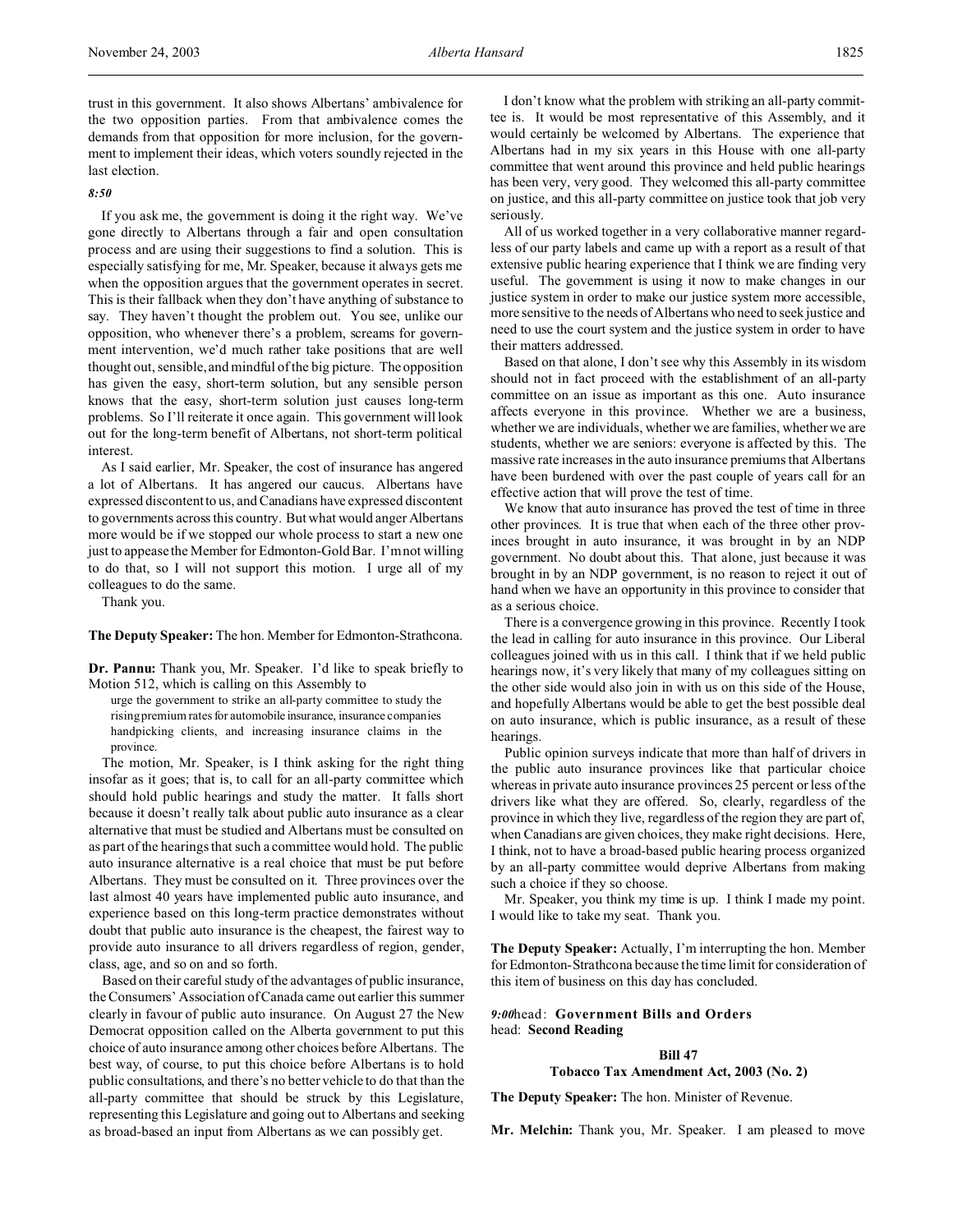trust in this government. It also shows Albertans' ambivalence for the two opposition parties. From that ambivalence comes the demands from that opposition for more inclusion, for the government to implement their ideas, which voters soundly rejected in the last election.

*8:50*

If you ask me, the government is doing it the right way. We've gone directly to Albertans through a fair and open consultation process and are using their suggestions to find a solution. This is especially satisfying for me, Mr. Speaker, because it always gets me when the opposition argues that the government operates in secret. This is their fallback when they don't have anything of substance to say. They haven't thought the problem out. You see, unlike our opposition, who whenever there's a problem, screams for government intervention, we'd much rather take positions that are well thought out, sensible, and mindful of the big picture. The opposition has given the easy, short-term solution, but any sensible person knows that the easy, short-term solution just causes long-term problems. So I'll reiterate it once again. This government will look out for the long-term benefit of Albertans, not short-term political interest.

As I said earlier, Mr. Speaker, the cost of insurance has angered a lot of Albertans. It has angered our caucus. Albertans have expressed discontent to us, and Canadians have expressed discontent to governments across this country. But what would anger Albertans more would be if we stopped our whole process to start a new one just to appease the Member for Edmonton-Gold Bar. I'm not willing to do that, so I will not support this motion. I urge all of my colleagues to do the same.

Thank you.

**The Deputy Speaker:** The hon. Member for Edmonton-Strathcona.

**Dr. Pannu:** Thank you, Mr. Speaker. I'd like to speak briefly to Motion 512, which is calling on this Assembly to

> urge the government to strike an all-party committee to study the rising premium rates for automobile insurance, insurance companies handpicking clients, and increasing insurance claims in the province.

The motion, Mr. Speaker, is I think asking for the right thing insofar as it goes; that is, to call for an all-party committee which should hold public hearings and study the matter. It falls short because it doesn't really talk about public auto insurance as a clear alternative that must be studied and Albertans must be consulted on as part of the hearings that such a committee would hold. The public auto insurance alternative is a real choice that must be put before Albertans. They must be consulted on it. Three provinces over the last almost 40 years have implemented public auto insurance, and experience based on this long-term practice demonstrates without doubt that public auto insurance is the cheapest, the fairest way to provide auto insurance to all drivers regardless of region, gender, class, age, and so on and so forth.

Based on their careful study of the advantages of public insurance, the Consumers' Association of Canada came out earlier this summer clearly in favour of public auto insurance. On August 27 the New Democrat opposition called on the Alberta government to put this choice of auto insurance among other choices before Albertans. The best way, of course, to put this choice before Albertans is to hold public consultations, and there's no better vehicle to do that than the all-party committee that should be struck by this Legislature, representing this Legislature and going out to Albertans and seeking as broad-based an input from Albertans as we can possibly get.

I don't know what the problem with striking an all-party committee is. It would be most representative of this Assembly, and it would certainly be welcomed by Albertans. The experience that Albertans had in my six years in this House with one all-party committee that went around this province and held public hearings has been very, very good. They welcomed this all-party committee on justice, and this all-party committee on justice took that job very seriously.

All of us worked together in a very collaborative manner regardless of our party labels and came up with a report as a result of that extensive public hearing experience that I think we are finding very useful. The government is using it now to make changes in our justice system in order to make our justice system more accessible, more sensitive to the needs of Albertans who need to seek justice and need to use the court system and the justice system in order to have their matters addressed.

Based on that alone, I don't see why this Assembly in its wisdom should not in fact proceed with the establishment of an all-party committee on an issue as important as this one. Auto insurance affects everyone in this province. Whether we are a business, whether we are individuals, whether we are families, whether we are students, whether we are seniors: everyone is affected by this. The massive rate increases in the auto insurance premiums that Albertans have been burdened with over the past couple of years call for an effective action that will prove the test of time.

We know that auto insurance has proved the test of time in three other provinces. It is true that when each of the three other provinces brought in auto insurance, it was brought in by an NDP government. No doubt about this. That alone, just because it was brought in by an NDP government, is no reason to reject it out of hand when we have an opportunity in this province to consider that as a serious choice.

There is a convergence growing in this province. Recently I took the lead in calling for auto insurance in this province. Our Liberal colleagues joined with us in this call. I think that if we held public hearings now, it's very likely that many of my colleagues sitting on the other side would also join in with us on this side of the House, and hopefully Albertans would be able to get the best possible deal on auto insurance, which is public insurance, as a result of these hearings.

Public opinion surveys indicate that more than half of drivers in the public auto insurance provinces like that particular choice whereas in private auto insurance provinces 25 percent or less of the drivers like what they are offered. So, clearly, regardless of the province in which they live, regardless of the region they are part of, when Canadians are given choices, they make right decisions. Here, I think, not to have a broad-based public hearing process organized by an all-party committee would deprive Albertans from making such a choice if they so choose.

Mr. Speaker, you think my time is up. I think I made my point. I would like to take my seat. Thank you.

**The Deputy Speaker:** Actually, I'm interrupting the hon. Member for Edmonton-Strathcona because the time limit for consideration of this item of business on this day has concluded.

*9:00* head: **Government Bills and Orders**
head: **Second Reading**

### Bill 47
### Tobacco Tax Amendment Act, 2003 (No. 2)

**The Deputy Speaker:** The hon. Minister of Revenue.

**Mr. Melchin:** Thank you, Mr. Speaker. I am pleased to move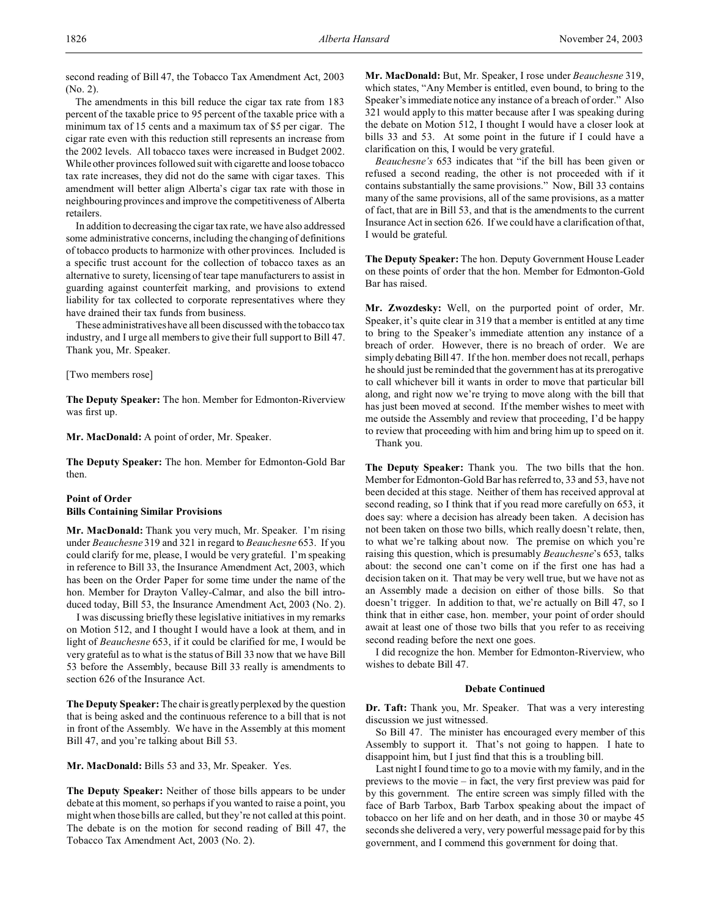second reading of Bill 47, the Tobacco Tax Amendment Act, 2003 (No. 2).

The amendments in this bill reduce the cigar tax rate from 183 percent of the taxable price to 95 percent of the taxable price with a minimum tax of 15 cents and a maximum tax of $5 per cigar. The cigar rate even with this reduction still represents an increase from the 2002 levels. All tobacco taxes were increased in Budget 2002. While other provinces followed suit with cigarette and loose tobacco tax rate increases, they did not do the same with cigar taxes. This amendment will better align Alberta's cigar tax rate with those in neighbouring provinces and improve the competitiveness of Alberta retailers.

In addition to decreasing the cigar tax rate, we have also addressed some administrative concerns, including the changing of definitions of tobacco products to harmonize with other provinces. Included is a specific trust account for the collection of tobacco taxes as an alternative to surety, licensing of tear tape manufacturers to assist in guarding against counterfeit marking, and provisions to extend liability for tax collected to corporate representatives where they have drained their tax funds from business.

These administratives have all been discussed with the tobacco tax industry, and I urge all members to give their full support to Bill 47. Thank you, Mr. Speaker.

[Two members rose]

**The Deputy Speaker:** The hon. Member for Edmonton-Riverview was first up.

**Mr. MacDonald:** A point of order, Mr. Speaker.

**The Deputy Speaker:** The hon. Member for Edmonton-Gold Bar then.

### Point of Order
### Bills Containing Similar Provisions

**Mr. MacDonald:** Thank you very much, Mr. Speaker. I'm rising under *Beauchesne* 319 and 321 in regard to *Beauchesne* 653. If you could clarify for me, please, I would be very grateful. I'm speaking in reference to Bill 33, the Insurance Amendment Act, 2003, which has been on the Order Paper for some time under the name of the hon. Member for Drayton Valley-Calmar, and also the bill introduced today, Bill 53, the Insurance Amendment Act, 2003 (No. 2).

I was discussing briefly these legislative initiatives in my remarks on Motion 512, and I thought I would have a look at them, and in light of *Beauchesne* 653, if it could be clarified for me, I would be very grateful as to what is the status of Bill 33 now that we have Bill 53 before the Assembly, because Bill 33 really is amendments to section 626 of the Insurance Act.

**The Deputy Speaker:** The chair is greatly perplexed by the question that is being asked and the continuous reference to a bill that is not in front of the Assembly. We have in the Assembly at this moment Bill 47, and you're talking about Bill 53.

**Mr. MacDonald:** Bills 53 and 33, Mr. Speaker. Yes.

**The Deputy Speaker:** Neither of those bills appears to be under debate at this moment, so perhaps if you wanted to raise a point, you might when those bills are called, but they're not called at this point. The debate is on the motion for second reading of Bill 47, the Tobacco Tax Amendment Act, 2003 (No. 2).

**Mr. MacDonald:** But, Mr. Speaker, I rose under *Beauchesne* 319, which states, "Any Member is entitled, even bound, to bring to the Speaker's immediate notice any instance of a breach of order." Also 321 would apply to this matter because after I was speaking during the debate on Motion 512, I thought I would have a closer look at bills 33 and 53. At some point in the future if I could have a clarification on this, I would be very grateful.

*Beauchesne's* 653 indicates that "if the bill has been given or refused a second reading, the other is not proceeded with if it contains substantially the same provisions." Now, Bill 33 contains many of the same provisions, all of the same provisions, as a matter of fact, that are in Bill 53, and that is the amendments to the current Insurance Act in section 626. If we could have a clarification of that, I would be grateful.

**The Deputy Speaker:** The hon. Deputy Government House Leader on these points of order that the hon. Member for Edmonton-Gold Bar has raised.

**Mr. Zwozdesky:** Well, on the purported point of order, Mr. Speaker, it's quite clear in 319 that a member is entitled at any time to bring to the Speaker's immediate attention any instance of a breach of order. However, there is no breach of order. We are simply debating Bill 47. If the hon. member does not recall, perhaps he should just be reminded that the government has at its prerogative to call whichever bill it wants in order to move that particular bill along, and right now we're trying to move along with the bill that has just been moved at second. If the member wishes to meet with me outside the Assembly and review that proceeding, I'd be happy to review that proceeding with him and bring him up to speed on it.

Thank you.

**The Deputy Speaker:** Thank you. The two bills that the hon. Member for Edmonton-Gold Bar has referred to, 33 and 53, have not been decided at this stage. Neither of them has received approval at second reading, so I think that if you read more carefully on 653, it does say: where a decision has already been taken. A decision has not been taken on those two bills, which really doesn't relate, then, to what we're talking about now. The premise on which you're raising this question, which is presumably *Beauchesne*'s 653, talks about: the second one can't come on if the first one has had a decision taken on it. That may be very well true, but we have not as an Assembly made a decision on either of those bills. So that doesn't trigger. In addition to that, we're actually on Bill 47, so I think that in either case, hon. member, your point of order should await at least one of those two bills that you refer to as receiving second reading before the next one goes.

I did recognize the hon. Member for Edmonton-Riverview, who wishes to debate Bill 47.

### Debate Continued

**Dr. Taft:** Thank you, Mr. Speaker. That was a very interesting discussion we just witnessed.

So Bill 47. The minister has encouraged every member of this Assembly to support it. That's not going to happen. I hate to disappoint him, but I just find that this is a troubling bill.

Last night I found time to go to a movie with my family, and in the previews to the movie – in fact, the very first preview was paid for by this government. The entire screen was simply filled with the face of Barb Tarbox, Barb Tarbox speaking about the impact of tobacco on her life and on her death, and in those 30 or maybe 45 seconds she delivered a very, very powerful message paid for by this government, and I commend this government for doing that.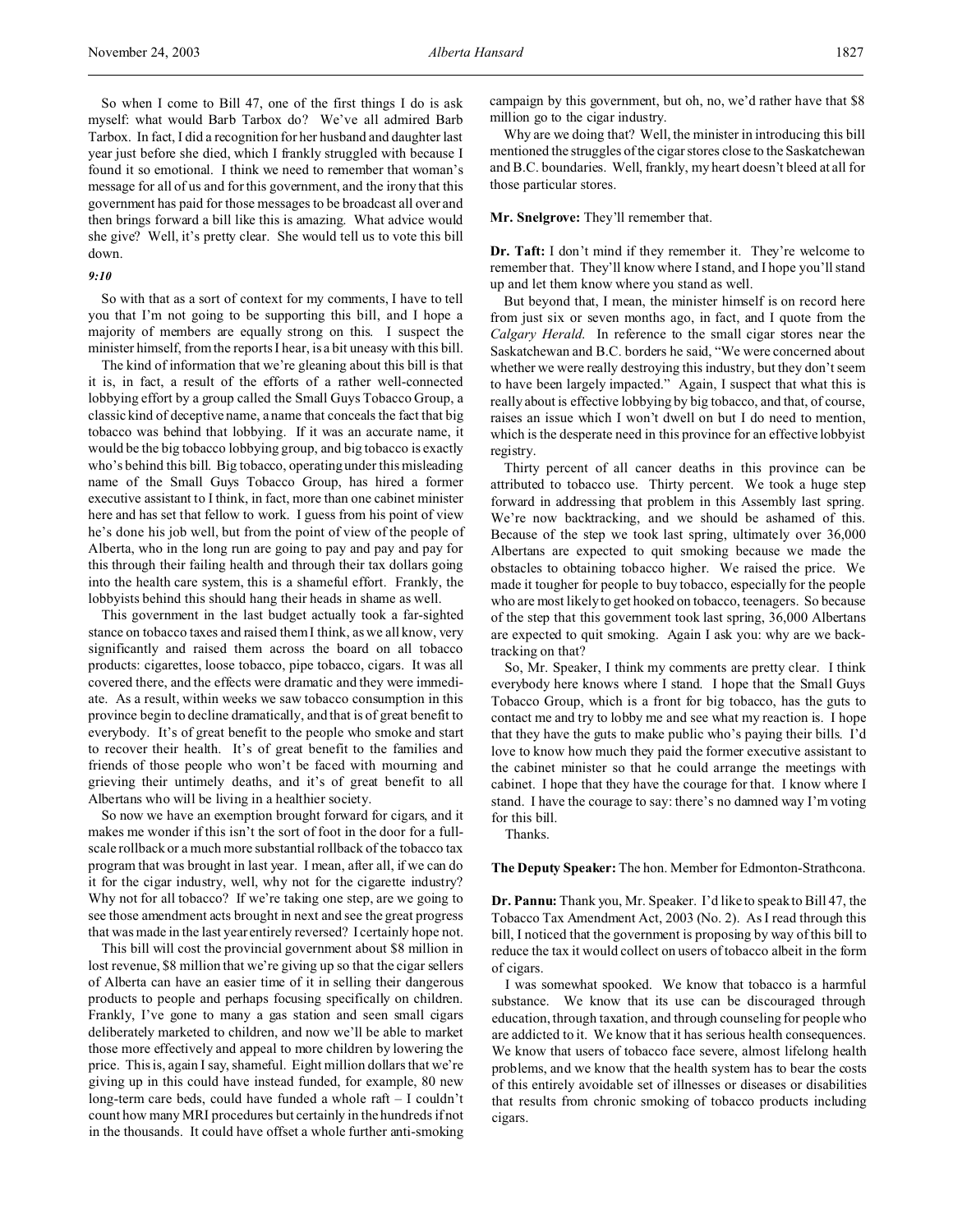So when I come to Bill 47, one of the first things I do is ask myself: what would Barb Tarbox do? We've all admired Barb Tarbox. In fact, I did a recognition for her husband and daughter last year just before she died, which I frankly struggled with because I found it so emotional. I think we need to remember that woman's message for all of us and for this government, and the irony that this government has paid for those messages to be broadcast all over and then brings forward a bill like this is amazing. What advice would she give? Well, it's pretty clear. She would tell us to vote this bill down.

*9:10*

So with that as a sort of context for my comments, I have to tell you that I'm not going to be supporting this bill, and I hope a majority of members are equally strong on this. I suspect the minister himself, from the reports I hear, is a bit uneasy with this bill.

The kind of information that we're gleaning about this bill is that it is, in fact, a result of the efforts of a rather well-connected lobbying effort by a group called the Small Guys Tobacco Group, a classic kind of deceptive name, a name that conceals the fact that big tobacco was behind that lobbying. If it was an accurate name, it would be the big tobacco lobbying group, and big tobacco is exactly who's behind this bill. Big tobacco, operating under this misleading name of the Small Guys Tobacco Group, has hired a former executive assistant to I think, in fact, more than one cabinet minister here and has set that fellow to work. I guess from his point of view he's done his job well, but from the point of view of the people of Alberta, who in the long run are going to pay and pay and pay for this through their failing health and through their tax dollars going into the health care system, this is a shameful effort. Frankly, the lobbyists behind this should hang their heads in shame as well.

This government in the last budget actually took a far-sighted stance on tobacco taxes and raised them I think, as we all know, very significantly and raised them across the board on all tobacco products: cigarettes, loose tobacco, pipe tobacco, cigars. It was all covered there, and the effects were dramatic and they were immediate. As a result, within weeks we saw tobacco consumption in this province begin to decline dramatically, and that is of great benefit to everybody. It's of great benefit to the people who smoke and start to recover their health. It's of great benefit to the families and friends of those people who won't be faced with mourning and grieving their untimely deaths, and it's of great benefit to all Albertans who will be living in a healthier society.

So now we have an exemption brought forward for cigars, and it makes me wonder if this isn't the sort of foot in the door for a full-scale rollback or a much more substantial rollback of the tobacco tax program that was brought in last year. I mean, after all, if we can do it for the cigar industry, well, why not for the cigarette industry? Why not for all tobacco? If we're taking one step, are we going to see those amendment acts brought in next and see the great progress that was made in the last year entirely reversed? I certainly hope not.

This bill will cost the provincial government about $8 million in lost revenue, $8 million that we're giving up so that the cigar sellers of Alberta can have an easier time of it in selling their dangerous products to people and perhaps focusing specifically on children. Frankly, I've gone to many a gas station and seen small cigars deliberately marketed to children, and now we'll be able to market those more effectively and appeal to more children by lowering the price. This is, again I say, shameful. Eight million dollars that we're giving up in this could have instead funded, for example, 80 new long-term care beds, could have funded a whole raft – I couldn't count how many MRI procedures but certainly in the hundreds if not in the thousands. It could have offset a whole further anti-smoking campaign by this government, but oh, no, we'd rather have that $8 million go to the cigar industry.

Why are we doing that? Well, the minister in introducing this bill mentioned the struggles of the cigar stores close to the Saskatchewan and B.C. boundaries. Well, frankly, my heart doesn't bleed at all for those particular stores.

**Mr. Snelgrove:** They'll remember that.

**Dr. Taft:** I don't mind if they remember it. They're welcome to remember that. They'll know where I stand, and I hope you'll stand up and let them know where you stand as well.

But beyond that, I mean, the minister himself is on record here from just six or seven months ago, in fact, and I quote from the *Calgary Herald*. In reference to the small cigar stores near the Saskatchewan and B.C. borders he said, "We were concerned about whether we were really destroying this industry, but they don't seem to have been largely impacted." Again, I suspect that what this is really about is effective lobbying by big tobacco, and that, of course, raises an issue which I won't dwell on but I do need to mention, which is the desperate need in this province for an effective lobbyist registry.

Thirty percent of all cancer deaths in this province can be attributed to tobacco use. Thirty percent. We took a huge step forward in addressing that problem in this Assembly last spring. We're now backtracking, and we should be ashamed of this. Because of the step we took last spring, ultimately over 36,000 Albertans are expected to quit smoking because we made the obstacles to obtaining tobacco higher. We raised the price. We made it tougher for people to buy tobacco, especially for the people who are most likely to get hooked on tobacco, teenagers. So because of the step that this government took last spring, 36,000 Albertans are expected to quit smoking. Again I ask you: why are we backtracking on that?

So, Mr. Speaker, I think my comments are pretty clear. I think everybody here knows where I stand. I hope that the Small Guys Tobacco Group, which is a front for big tobacco, has the guts to contact me and try to lobby me and see what my reaction is. I hope that they have the guts to make public who's paying their bills. I'd love to know how much they paid the former executive assistant to the cabinet minister so that he could arrange the meetings with cabinet. I hope that they have the courage for that. I know where I stand. I have the courage to say: there's no damned way I'm voting for this bill.

Thanks.

**The Deputy Speaker:** The hon. Member for Edmonton-Strathcona.

**Dr. Pannu:** Thank you, Mr. Speaker. I'd like to speak to Bill 47, the Tobacco Tax Amendment Act, 2003 (No. 2). As I read through this bill, I noticed that the government is proposing by way of this bill to reduce the tax it would collect on users of tobacco albeit in the form of cigars.

I was somewhat spooked. We know that tobacco is a harmful substance. We know that its use can be discouraged through education, through taxation, and through counseling for people who are addicted to it. We know that it has serious health consequences. We know that users of tobacco face severe, almost lifelong health problems, and we know that the health system has to bear the costs of this entirely avoidable set of illnesses or diseases or disabilities that results from chronic smoking of tobacco products including cigars.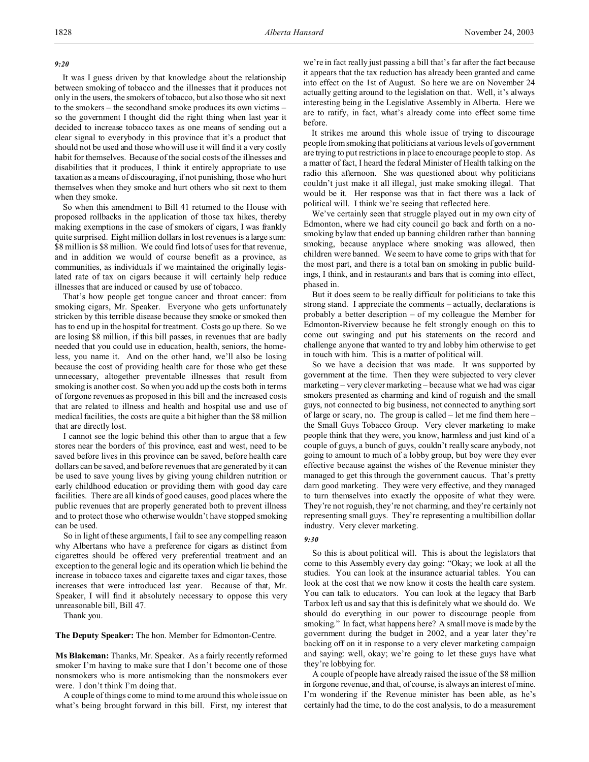*9:20*

It was I guess driven by that knowledge about the relationship between smoking of tobacco and the illnesses that it produces not only in the users, the smokers of tobacco, but also those who sit next to the smokers – the secondhand smoke produces its own victims – so the government I thought did the right thing when last year it decided to increase tobacco taxes as one means of sending out a clear signal to everybody in this province that it's a product that should not be used and those who will use it will find it a very costly habit for themselves. Because of the social costs of the illnesses and disabilities that it produces, I think it entirely appropriate to use taxation as a means of discouraging, if not punishing, those who hurt themselves when they smoke and hurt others who sit next to them when they smoke.

So when this amendment to Bill 41 returned to the House with proposed rollbacks in the application of those tax hikes, thereby making exemptions in the case of smokers of cigars, I was frankly quite surprised. Eight million dollars in lost revenues is a large sum: $8 million is $8 million. We could find lots of uses for that revenue, and in addition we would of course benefit as a province, as communities, as individuals if we maintained the originally legislated rate of tax on cigars because it will certainly help reduce illnesses that are induced or caused by use of tobacco.

That's how people get tongue cancer and throat cancer: from smoking cigars, Mr. Speaker. Everyone who gets unfortunately stricken by this terrible disease because they smoke or smoked then has to end up in the hospital for treatment. Costs go up there. So we are losing $8 million, if this bill passes, in revenues that are badly needed that you could use in education, health, seniors, the homeless, you name it. And on the other hand, we'll also be losing because the cost of providing health care for those who get these unnecessary, altogether preventable illnesses that result from smoking is another cost. So when you add up the costs both in terms of forgone revenues as proposed in this bill and the increased costs that are related to illness and health and hospital use and use of medical facilities, the costs are quite a bit higher than the $8 million that are directly lost.

I cannot see the logic behind this other than to argue that a few stores near the borders of this province, east and west, need to be saved before lives in this province can be saved, before health care dollars can be saved, and before revenues that are generated by it can be used to save young lives by giving young children nutrition or early childhood education or providing them with good day care facilities. There are all kinds of good causes, good places where the public revenues that are properly generated both to prevent illness and to protect those who otherwise wouldn't have stopped smoking can be used.

So in light of these arguments, I fail to see any compelling reason why Albertans who have a preference for cigars as distinct from cigarettes should be offered very preferential treatment and an exception to the general logic and its operation which lie behind the increase in tobacco taxes and cigarette taxes and cigar taxes, those increases that were introduced last year. Because of that, Mr. Speaker, I will find it absolutely necessary to oppose this very unreasonable bill, Bill 47.

Thank you.

**The Deputy Speaker:** The hon. Member for Edmonton-Centre.

**Ms Blakeman:** Thanks, Mr. Speaker. As a fairly recently reformed smoker I'm having to make sure that I don't become one of those nonsmokers who is more antismoking than the nonsmokers ever were. I don't think I'm doing that.

A couple of things come to mind to me around this whole issue on what's being brought forward in this bill. First, my interest that we're in fact really just passing a bill that's far after the fact because it appears that the tax reduction has already been granted and came into effect on the 1st of August. So here we are on November 24 actually getting around to the legislation on that. Well, it's always interesting being in the Legislative Assembly in Alberta. Here we are to ratify, in fact, what's already come into effect some time before.

It strikes me around this whole issue of trying to discourage people from smoking that politicians at various levels of government are trying to put restrictions in place to encourage people to stop. As a matter of fact, I heard the federal Minister of Health talking on the radio this afternoon. She was questioned about why politicians couldn't just make it all illegal, just make smoking illegal. That would be it. Her response was that in fact there was a lack of political will. I think we're seeing that reflected here.

We've certainly seen that struggle played out in my own city of Edmonton, where we had city council go back and forth on a no-smoking bylaw that ended up banning children rather than banning smoking, because anyplace where smoking was allowed, then children were banned. We seem to have come to grips with that for the most part, and there is a total ban on smoking in public buildings, I think, and in restaurants and bars that is coming into effect, phased in.

But it does seem to be really difficult for politicians to take this strong stand. I appreciate the comments – actually, declarations is probably a better description – of my colleague the Member for Edmonton-Riverview because he felt strongly enough on this to come out swinging and put his statements on the record and challenge anyone that wanted to try and lobby him otherwise to get in touch with him. This is a matter of political will.

So we have a decision that was made. It was supported by government at the time. Then they were subjected to very clever marketing – very clever marketing – because what we had was cigar smokers presented as charming and kind of roguish and the small guys, not connected to big business, not connected to anything sort of large or scary, no. The group is called – let me find them here – the Small Guys Tobacco Group. Very clever marketing to make people think that they were, you know, harmless and just kind of a couple of guys, a bunch of guys, couldn't really scare anybody, not going to amount to much of a lobby group, but boy were they ever effective because against the wishes of the Revenue minister they managed to get this through the government caucus. That's pretty darn good marketing. They were very effective, and they managed to turn themselves into exactly the opposite of what they were. They're not roguish, they're not charming, and they're certainly not representing small guys. They're representing a multibillion dollar industry. Very clever marketing.

*9:30*

So this is about political will. This is about the legislators that come to this Assembly every day going: "Okay; we look at all the studies. You can look at the insurance actuarial tables. You can look at the cost that we now know it costs the health care system. You can talk to educators. You can look at the legacy that Barb Tarbox left us and say that this is definitely what we should do. We should do everything in our power to discourage people from smoking." In fact, what happens here? A small move is made by the government during the budget in 2002, and a year later they're backing off on it in response to a very clever marketing campaign and saying: well, okay; we're going to let these guys have what they're lobbying for.

A couple of people have already raised the issue of the $8 million in forgone revenue, and that, of course, is always an interest of mine. I'm wondering if the Revenue minister has been able, as he's certainly had the time, to do the cost analysis, to do a measurement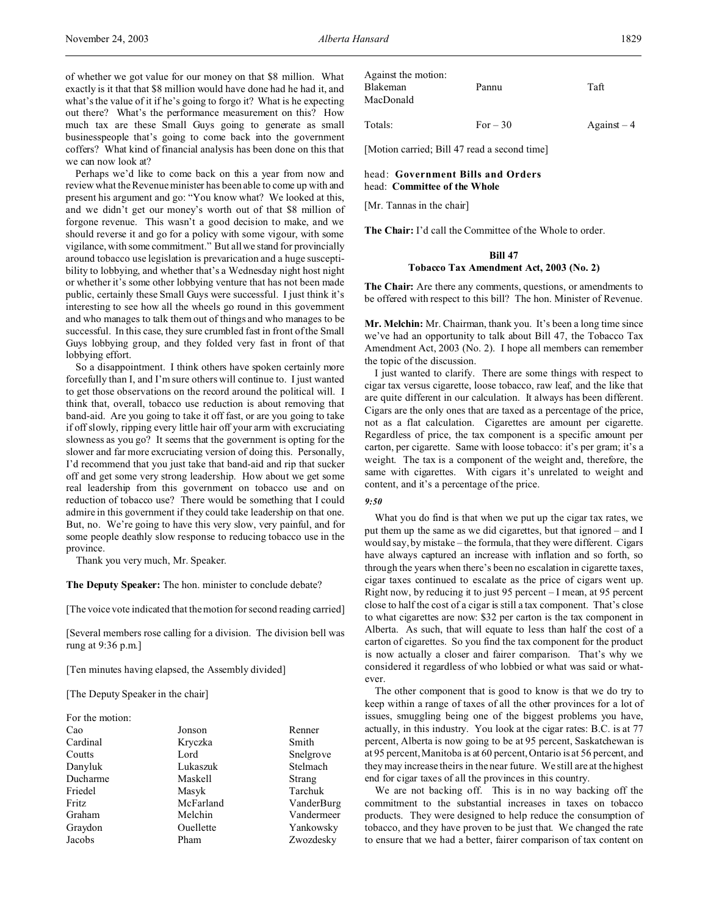of whether we got value for our money on that $8 million. What exactly is it that that $8 million would have done had he had it, and what's the value of it if he's going to forgo it? What is he expecting out there? What's the performance measurement on this? How much tax are these Small Guys going to generate as small businesspeople that's going to come back into the government coffers? What kind of financial analysis has been done on this that we can now look at?

Perhaps we'd like to come back on this a year from now and review what the Revenue minister has been able to come up with and present his argument and go: "You know what? We looked at this, and we didn't get our money's worth out of that $8 million of forgone revenue. This wasn't a good decision to make, and we should reverse it and go for a policy with some vigour, with some vigilance, with some commitment." But all we stand for provincially around tobacco use legislation is prevarication and a huge susceptibility to lobbying, and whether that's a Wednesday night host night or whether it's some other lobbying venture that has not been made public, certainly these Small Guys were successful. I just think it's interesting to see how all the wheels go round in this government and who manages to talk them out of things and who manages to be successful. In this case, they sure crumbled fast in front of the Small Guys lobbying group, and they folded very fast in front of that lobbying effort.

So a disappointment. I think others have spoken certainly more forcefully than I, and I'm sure others will continue to. I just wanted to get those observations on the record around the political will. I think that, overall, tobacco use reduction is about removing that band-aid. Are you going to take it off fast, or are you going to take if off slowly, ripping every little hair off your arm with excruciating slowness as you go? It seems that the government is opting for the slower and far more excruciating version of doing this. Personally, I'd recommend that you just take that band-aid and rip that sucker off and get some very strong leadership. How about we get some real leadership from this government on tobacco use and on reduction of tobacco use? There would be something that I could admire in this government if they could take leadership on that one. But, no. We're going to have this very slow, very painful, and for some people deathly slow response to reducing tobacco use in the province.

Thank you very much, Mr. Speaker.

**The Deputy Speaker:** The hon. minister to conclude debate?

[The voice vote indicated that the motion for second reading carried]

[Several members rose calling for a division. The division bell was rung at 9:36 p.m.]

[Ten minutes having elapsed, the Assembly divided]

[The Deputy Speaker in the chair]

For the motion:

| | | |
|---|---|---|
| Cao | Jonson | Renner |
| Cardinal | Kryczka | Smith |
| Coutts | Lord | Snelgrove |
| Danyluk | Lukaszuk | Stelmach |
| Ducharme | Maskell | Strang |
| Friedel | Masyk | Tarchuk |
| Fritz | McFarland | VanderBurg |
| Graham | Melchin | Vandermeer |
| Graydon | Ouellette | Yankowsky |
| Jacobs | Pham | Zwozdesky |

Against the motion:

| | | |
|---|---|---|
| Blakeman | Pannu | Taft |
| MacDonald | | |
| Totals: | For – 30 | Against – 4 |

[Motion carried; Bill 47 read a second time]

head: **Government Bills and Orders**
head: **Committee of the Whole**

[Mr. Tannas in the chair]

**The Chair:** I'd call the Committee of the Whole to order.

### Bill 47
### Tobacco Tax Amendment Act, 2003 (No. 2)

**The Chair:** Are there any comments, questions, or amendments to be offered with respect to this bill? The hon. Minister of Revenue.

**Mr. Melchin:** Mr. Chairman, thank you. It's been a long time since we've had an opportunity to talk about Bill 47, the Tobacco Tax Amendment Act, 2003 (No. 2). I hope all members can remember the topic of the discussion.

I just wanted to clarify. There are some things with respect to cigar tax versus cigarette, loose tobacco, raw leaf, and the like that are quite different in our calculation. It always has been different. Cigars are the only ones that are taxed as a percentage of the price, not as a flat calculation. Cigarettes are amount per cigarette. Regardless of price, the tax component is a specific amount per carton, per cigarette. Same with loose tobacco: it's per gram; it's a weight. The tax is a component of the weight and, therefore, the same with cigarettes. With cigars it's unrelated to weight and content, and it's a percentage of the price.

*9:50*

What you do find is that when we put up the cigar tax rates, we put them up the same as we did cigarettes, but that ignored – and I would say, by mistake – the formula, that they were different. Cigars have always captured an increase with inflation and so forth, so through the years when there's been no escalation in cigarette taxes, cigar taxes continued to escalate as the price of cigars went up. Right now, by reducing it to just 95 percent – I mean, at 95 percent close to half the cost of a cigar is still a tax component. That's close to what cigarettes are now: $32 per carton is the tax component in Alberta. As such, that will equate to less than half the cost of a carton of cigarettes. So you find the tax component for the product is now actually a closer and fairer comparison. That's why we considered it regardless of who lobbied or what was said or whatever.

The other component that is good to know is that we do try to keep within a range of taxes of all the other provinces for a lot of issues, smuggling being one of the biggest problems you have, actually, in this industry. You look at the cigar rates: B.C. is at 77 percent, Alberta is now going to be at 95 percent, Saskatchewan is at 95 percent, Manitoba is at 60 percent, Ontario is at 56 percent, and they may increase theirs in the near future. We still are at the highest end for cigar taxes of all the provinces in this country.

We are not backing off. This is in no way backing off the commitment to the substantial increases in taxes on tobacco products. They were designed to help reduce the consumption of tobacco, and they have proven to be just that. We changed the rate to ensure that we had a better, fairer comparison of tax content on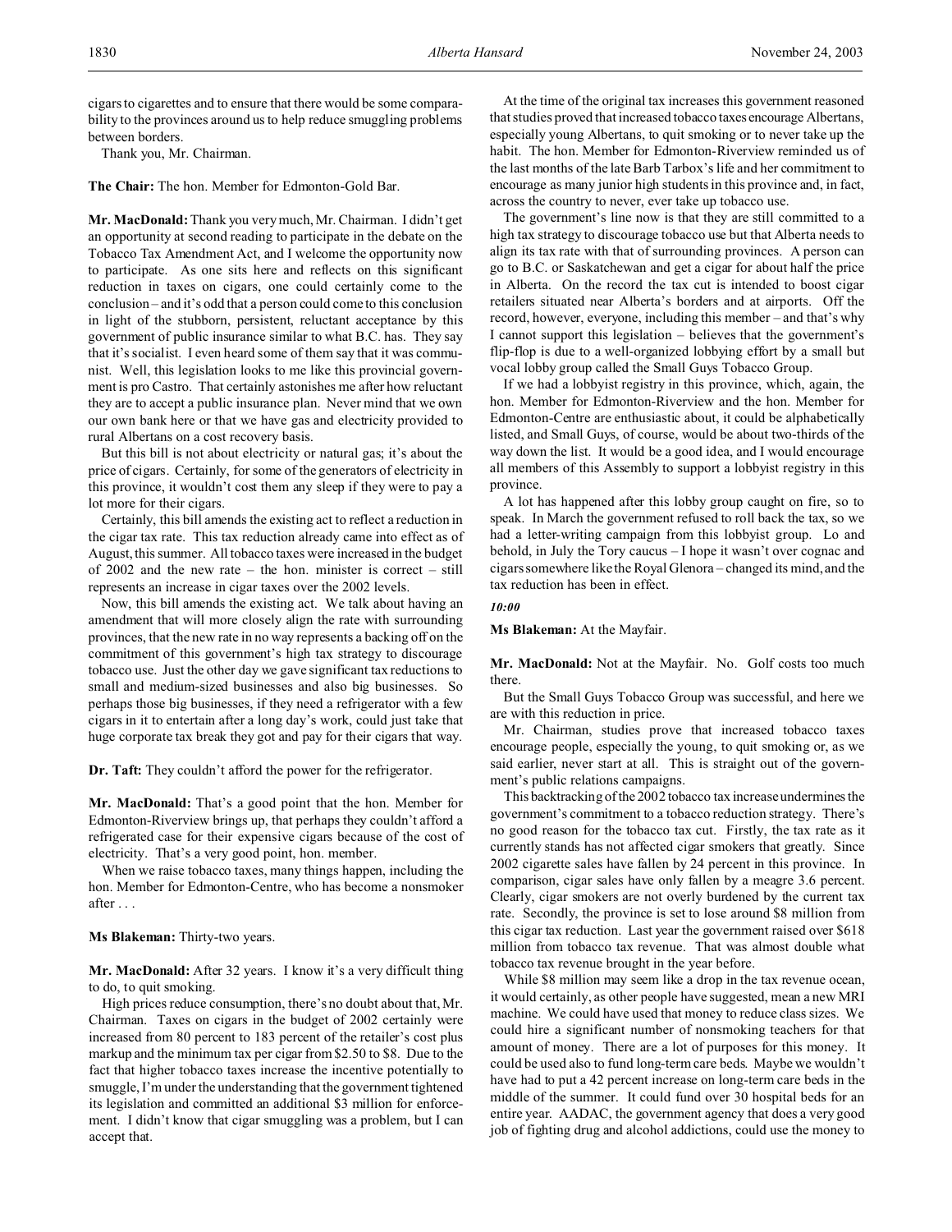cigars to cigarettes and to ensure that there would be some comparability to the provinces around us to help reduce smuggling problems between borders.

Thank you, Mr. Chairman.

**The Chair:** The hon. Member for Edmonton-Gold Bar.

**Mr. MacDonald:** Thank you very much, Mr. Chairman. I didn't get an opportunity at second reading to participate in the debate on the Tobacco Tax Amendment Act, and I welcome the opportunity now to participate. As one sits here and reflects on this significant reduction in taxes on cigars, one could certainly come to the conclusion – and it's odd that a person could come to this conclusion in light of the stubborn, persistent, reluctant acceptance by this government of public insurance similar to what B.C. has. They say that it's socialist. I even heard some of them say that it was communist. Well, this legislation looks to me like this provincial government is pro Castro. That certainly astonishes me after how reluctant they are to accept a public insurance plan. Never mind that we own our own bank here or that we have gas and electricity provided to rural Albertans on a cost recovery basis.

But this bill is not about electricity or natural gas; it's about the price of cigars. Certainly, for some of the generators of electricity in this province, it wouldn't cost them any sleep if they were to pay a lot more for their cigars.

Certainly, this bill amends the existing act to reflect a reduction in the cigar tax rate. This tax reduction already came into effect as of August, this summer. All tobacco taxes were increased in the budget of 2002 and the new rate – the hon. minister is correct – still represents an increase in cigar taxes over the 2002 levels.

Now, this bill amends the existing act. We talk about having an amendment that will more closely align the rate with surrounding provinces, that the new rate in no way represents a backing off on the commitment of this government's high tax strategy to discourage tobacco use. Just the other day we gave significant tax reductions to small and medium-sized businesses and also big businesses. So perhaps those big businesses, if they need a refrigerator with a few cigars in it to entertain after a long day's work, could just take that huge corporate tax break they got and pay for their cigars that way.

**Dr. Taft:** They couldn't afford the power for the refrigerator.

**Mr. MacDonald:** That's a good point that the hon. Member for Edmonton-Riverview brings up, that perhaps they couldn't afford a refrigerated case for their expensive cigars because of the cost of electricity. That's a very good point, hon. member.

When we raise tobacco taxes, many things happen, including the hon. Member for Edmonton-Centre, who has become a nonsmoker after . . .

**Ms Blakeman:** Thirty-two years.

**Mr. MacDonald:** After 32 years. I know it's a very difficult thing to do, to quit smoking.

High prices reduce consumption, there's no doubt about that, Mr. Chairman. Taxes on cigars in the budget of 2002 certainly were increased from 80 percent to 183 percent of the retailer's cost plus markup and the minimum tax per cigar from $2.50 to $8. Due to the fact that higher tobacco taxes increase the incentive potentially to smuggle, I'm under the understanding that the government tightened its legislation and committed an additional $3 million for enforcement. I didn't know that cigar smuggling was a problem, but I can accept that.

At the time of the original tax increases this government reasoned that studies proved that increased tobacco taxes encourage Albertans, especially young Albertans, to quit smoking or to never take up the habit. The hon. Member for Edmonton-Riverview reminded us of the last months of the late Barb Tarbox's life and her commitment to encourage as many junior high students in this province and, in fact, across the country to never, ever take up tobacco use.

The government's line now is that they are still committed to a high tax strategy to discourage tobacco use but that Alberta needs to align its tax rate with that of surrounding provinces. A person can go to B.C. or Saskatchewan and get a cigar for about half the price in Alberta. On the record the tax cut is intended to boost cigar retailers situated near Alberta's borders and at airports. Off the record, however, everyone, including this member – and that's why I cannot support this legislation – believes that the government's flip-flop is due to a well-organized lobbying effort by a small but vocal lobby group called the Small Guys Tobacco Group.

If we had a lobbyist registry in this province, which, again, the hon. Member for Edmonton-Riverview and the hon. Member for Edmonton-Centre are enthusiastic about, it could be alphabetically listed, and Small Guys, of course, would be about two-thirds of the way down the list. It would be a good idea, and I would encourage all members of this Assembly to support a lobbyist registry in this province.

A lot has happened after this lobby group caught on fire, so to speak. In March the government refused to roll back the tax, so we had a letter-writing campaign from this lobbyist group. Lo and behold, in July the Tory caucus – I hope it wasn't over cognac and cigars somewhere like the Royal Glenora – changed its mind, and the tax reduction has been in effect.

*10:00*

**Ms Blakeman:** At the Mayfair.

**Mr. MacDonald:** Not at the Mayfair. No. Golf costs too much there.

But the Small Guys Tobacco Group was successful, and here we are with this reduction in price.

Mr. Chairman, studies prove that increased tobacco taxes encourage people, especially the young, to quit smoking or, as we said earlier, never start at all. This is straight out of the government's public relations campaigns.

This backtracking of the 2002 tobacco tax increase undermines the government's commitment to a tobacco reduction strategy. There's no good reason for the tobacco tax cut. Firstly, the tax rate as it currently stands has not affected cigar smokers that greatly. Since 2002 cigarette sales have fallen by 24 percent in this province. In comparison, cigar sales have only fallen by a meagre 3.6 percent. Clearly, cigar smokers are not overly burdened by the current tax rate. Secondly, the province is set to lose around $8 million from this cigar tax reduction. Last year the government raised over $618 million from tobacco tax revenue. That was almost double what tobacco tax revenue brought in the year before.

While $8 million may seem like a drop in the tax revenue ocean, it would certainly, as other people have suggested, mean a new MRI machine. We could have used that money to reduce class sizes. We could hire a significant number of nonsmoking teachers for that amount of money. There are a lot of purposes for this money. It could be used also to fund long-term care beds. Maybe we wouldn't have had to put a 42 percent increase on long-term care beds in the middle of the summer. It could fund over 30 hospital beds for an entire year. AADAC, the government agency that does a very good job of fighting drug and alcohol addictions, could use the money to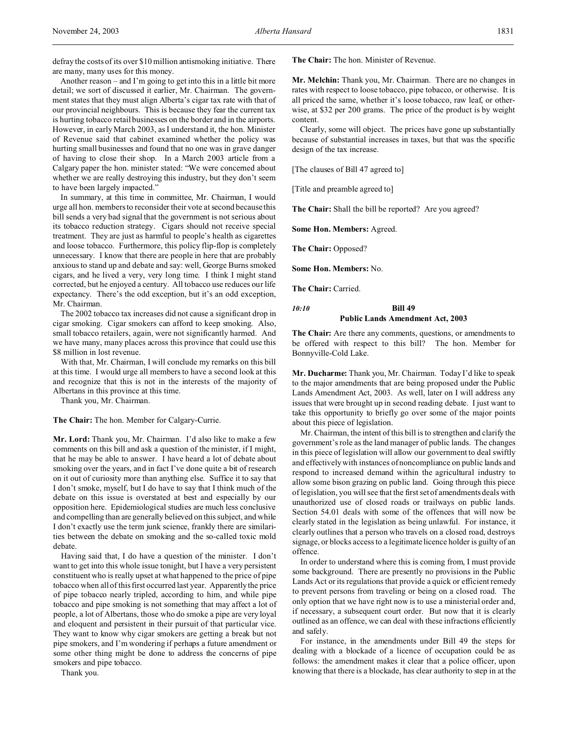defray the costs of its over $10 million antismoking initiative. There are many, many uses for this money.

Another reason – and I'm going to get into this in a little bit more detail; we sort of discussed it earlier, Mr. Chairman. The government states that they must align Alberta's cigar tax rate with that of our provincial neighbours. This is because they fear the current tax is hurting tobacco retail businesses on the border and in the airports. However, in early March 2003, as I understand it, the hon. Minister of Revenue said that cabinet examined whether the policy was hurting small businesses and found that no one was in grave danger of having to close their shop. In a March 2003 article from a Calgary paper the hon. minister stated: "We were concerned about whether we are really destroying this industry, but they don't seem to have been largely impacted."

In summary, at this time in committee, Mr. Chairman, I would urge all hon. members to reconsider their vote at second because this bill sends a very bad signal that the government is not serious about its tobacco reduction strategy. Cigars should not receive special treatment. They are just as harmful to people's health as cigarettes and loose tobacco. Furthermore, this policy flip-flop is completely unnecessary. I know that there are people in here that are probably anxious to stand up and debate and say: well, George Burns smoked cigars, and he lived a very, very long time. I think I might stand corrected, but he enjoyed a century. All tobacco use reduces our life expectancy. There's the odd exception, but it's an odd exception, Mr. Chairman.

The 2002 tobacco tax increases did not cause a significant drop in cigar smoking. Cigar smokers can afford to keep smoking. Also, small tobacco retailers, again, were not significantly harmed. And we have many, many places across this province that could use this $8 million in lost revenue.

With that, Mr. Chairman, I will conclude my remarks on this bill at this time. I would urge all members to have a second look at this and recognize that this is not in the interests of the majority of Albertans in this province at this time.

Thank you, Mr. Chairman.

**The Chair:** The hon. Member for Calgary-Currie.

**Mr. Lord:** Thank you, Mr. Chairman. I'd also like to make a few comments on this bill and ask a question of the minister, if I might, that he may be able to answer. I have heard a lot of debate about smoking over the years, and in fact I've done quite a bit of research on it out of curiosity more than anything else. Suffice it to say that I don't smoke, myself, but I do have to say that I think much of the debate on this issue is overstated at best and especially by our opposition here. Epidemiological studies are much less conclusive and compelling than are generally believed on this subject, and while I don't exactly use the term junk science, frankly there are similarities between the debate on smoking and the so-called toxic mold debate.

Having said that, I do have a question of the minister. I don't want to get into this whole issue tonight, but I have a very persistent constituent who is really upset at what happened to the price of pipe tobacco when all of this first occurred last year. Apparently the price of pipe tobacco nearly tripled, according to him, and while pipe tobacco and pipe smoking is not something that may affect a lot of people, a lot of Albertans, those who do smoke a pipe are very loyal and eloquent and persistent in their pursuit of that particular vice. They want to know why cigar smokers are getting a break but not pipe smokers, and I'm wondering if perhaps a future amendment or some other thing might be done to address the concerns of pipe smokers and pipe tobacco.

Thank you.

**The Chair:** The hon. Minister of Revenue.

**Mr. Melchin:** Thank you, Mr. Chairman. There are no changes in rates with respect to loose tobacco, pipe tobacco, or otherwise. It is all priced the same, whether it's loose tobacco, raw leaf, or otherwise, at $32 per 200 grams. The price of the product is by weight content.

Clearly, some will object. The prices have gone up substantially because of substantial increases in taxes, but that was the specific design of the tax increase.

[The clauses of Bill 47 agreed to]

[Title and preamble agreed to]

**The Chair:** Shall the bill be reported? Are you agreed?

**Some Hon. Members:** Agreed.

**The Chair:** Opposed?

**Some Hon. Members:** No.

**The Chair:** Carried.

*10:10*

## Bill 49
## Public Lands Amendment Act, 2003

**The Chair:** Are there any comments, questions, or amendments to be offered with respect to this bill? The hon. Member for Bonnyville-Cold Lake.

**Mr. Ducharme:** Thank you, Mr. Chairman. Today I'd like to speak to the major amendments that are being proposed under the Public Lands Amendment Act, 2003. As well, later on I will address any issues that were brought up in second reading debate. I just want to take this opportunity to briefly go over some of the major points about this piece of legislation.

Mr. Chairman, the intent of this bill is to strengthen and clarify the government's role as the land manager of public lands. The changes in this piece of legislation will allow our government to deal swiftly and effectively with instances of noncompliance on public lands and respond to increased demand within the agricultural industry to allow some bison grazing on public land. Going through this piece of legislation, you will see that the first set of amendments deals with unauthorized use of closed roads or trailways on public lands. Section 54.01 deals with some of the offences that will now be clearly stated in the legislation as being unlawful. For instance, it clearly outlines that a person who travels on a closed road, destroys signage, or blocks access to a legitimate licence holder is guilty of an offence.

In order to understand where this is coming from, I must provide some background. There are presently no provisions in the Public Lands Act or its regulations that provide a quick or efficient remedy to prevent persons from traveling or being on a closed road. The only option that we have right now is to use a ministerial order and, if necessary, a subsequent court order. But now that it is clearly outlined as an offence, we can deal with these infractions efficiently and safely.

For instance, in the amendments under Bill 49 the steps for dealing with a blockade of a licence of occupation could be as follows: the amendment makes it clear that a police officer, upon knowing that there is a blockade, has clear authority to step in at the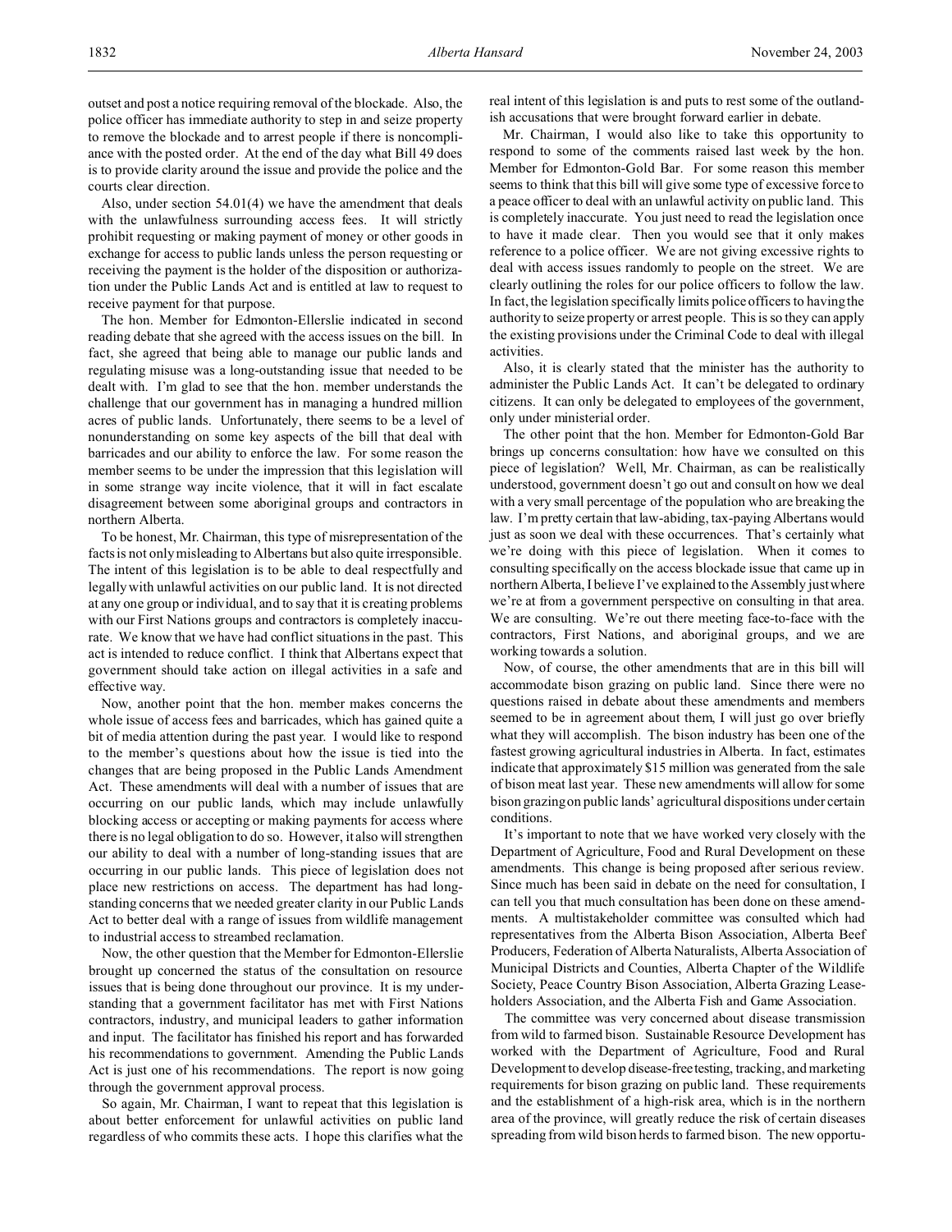outset and post a notice requiring removal of the blockade. Also, the police officer has immediate authority to step in and seize property to remove the blockade and to arrest people if there is noncompliance with the posted order. At the end of the day what Bill 49 does is to provide clarity around the issue and provide the police and the courts clear direction.

Also, under section 54.01(4) we have the amendment that deals with the unlawfulness surrounding access fees. It will strictly prohibit requesting or making payment of money or other goods in exchange for access to public lands unless the person requesting or receiving the payment is the holder of the disposition or authorization under the Public Lands Act and is entitled at law to request to receive payment for that purpose.

The hon. Member for Edmonton-Ellerslie indicated in second reading debate that she agreed with the access issues on the bill. In fact, she agreed that being able to manage our public lands and regulating misuse was a long-outstanding issue that needed to be dealt with. I'm glad to see that the hon. member understands the challenge that our government has in managing a hundred million acres of public lands. Unfortunately, there seems to be a level of nonunderstanding on some key aspects of the bill that deal with barricades and our ability to enforce the law. For some reason the member seems to be under the impression that this legislation will in some strange way incite violence, that it will in fact escalate disagreement between some aboriginal groups and contractors in northern Alberta.

To be honest, Mr. Chairman, this type of misrepresentation of the facts is not only misleading to Albertans but also quite irresponsible. The intent of this legislation is to be able to deal respectfully and legally with unlawful activities on our public land. It is not directed at any one group or individual, and to say that it is creating problems with our First Nations groups and contractors is completely inaccurate. We know that we have had conflict situations in the past. This act is intended to reduce conflict. I think that Albertans expect that government should take action on illegal activities in a safe and effective way.

Now, another point that the hon. member makes concerns the whole issue of access fees and barricades, which has gained quite a bit of media attention during the past year. I would like to respond to the member's questions about how the issue is tied into the changes that are being proposed in the Public Lands Amendment Act. These amendments will deal with a number of issues that are occurring on our public lands, which may include unlawfully blocking access or accepting or making payments for access where there is no legal obligation to do so. However, it also will strengthen our ability to deal with a number of long-standing issues that are occurring in our public lands. This piece of legislation does not place new restrictions on access. The department has had long-standing concerns that we needed greater clarity in our Public Lands Act to better deal with a range of issues from wildlife management to industrial access to streambed reclamation.

Now, the other question that the Member for Edmonton-Ellerslie brought up concerned the status of the consultation on resource issues that is being done throughout our province. It is my understanding that a government facilitator has met with First Nations contractors, industry, and municipal leaders to gather information and input. The facilitator has finished his report and has forwarded his recommendations to government. Amending the Public Lands Act is just one of his recommendations. The report is now going through the government approval process.

So again, Mr. Chairman, I want to repeat that this legislation is about better enforcement for unlawful activities on public land regardless of who commits these acts. I hope this clarifies what the real intent of this legislation is and puts to rest some of the outlandish accusations that were brought forward earlier in debate.

Mr. Chairman, I would also like to take this opportunity to respond to some of the comments raised last week by the hon. Member for Edmonton-Gold Bar. For some reason this member seems to think that this bill will give some type of excessive force to a peace officer to deal with an unlawful activity on public land. This is completely inaccurate. You just need to read the legislation once to have it made clear. Then you would see that it only makes reference to a police officer. We are not giving excessive rights to deal with access issues randomly to people on the street. We are clearly outlining the roles for our police officers to follow the law. In fact, the legislation specifically limits police officers to having the authority to seize property or arrest people. This is so they can apply the existing provisions under the Criminal Code to deal with illegal activities.

Also, it is clearly stated that the minister has the authority to administer the Public Lands Act. It can't be delegated to ordinary citizens. It can only be delegated to employees of the government, only under ministerial order.

The other point that the hon. Member for Edmonton-Gold Bar brings up concerns consultation: how have we consulted on this piece of legislation? Well, Mr. Chairman, as can be realistically understood, government doesn't go out and consult on how we deal with a very small percentage of the population who are breaking the law. I'm pretty certain that law-abiding, tax-paying Albertans would just as soon we deal with these occurrences. That's certainly what we're doing with this piece of legislation. When it comes to consulting specifically on the access blockade issue that came up in northern Alberta, I believe I've explained to the Assembly just where we're at from a government perspective on consulting in that area. We are consulting. We're out there meeting face-to-face with the contractors, First Nations, and aboriginal groups, and we are working towards a solution.

Now, of course, the other amendments that are in this bill will accommodate bison grazing on public land. Since there were no questions raised in debate about these amendments and members seemed to be in agreement about them, I will just go over briefly what they will accomplish. The bison industry has been one of the fastest growing agricultural industries in Alberta. In fact, estimates indicate that approximately $15 million was generated from the sale of bison meat last year. These new amendments will allow for some bison grazing on public lands' agricultural dispositions under certain conditions.

It's important to note that we have worked very closely with the Department of Agriculture, Food and Rural Development on these amendments. This change is being proposed after serious review. Since much has been said in debate on the need for consultation, I can tell you that much consultation has been done on these amendments. A multistakeholder committee was consulted which had representatives from the Alberta Bison Association, Alberta Beef Producers, Federation of Alberta Naturalists, Alberta Association of Municipal Districts and Counties, Alberta Chapter of the Wildlife Society, Peace Country Bison Association, Alberta Grazing Leaseholders Association, and the Alberta Fish and Game Association.

The committee was very concerned about disease transmission from wild to farmed bison. Sustainable Resource Development has worked with the Department of Agriculture, Food and Rural Development to develop disease-free testing, tracking, and marketing requirements for bison grazing on public land. These requirements and the establishment of a high-risk area, which is in the northern area of the province, will greatly reduce the risk of certain diseases spreading from wild bison herds to farmed bison. The new opportu-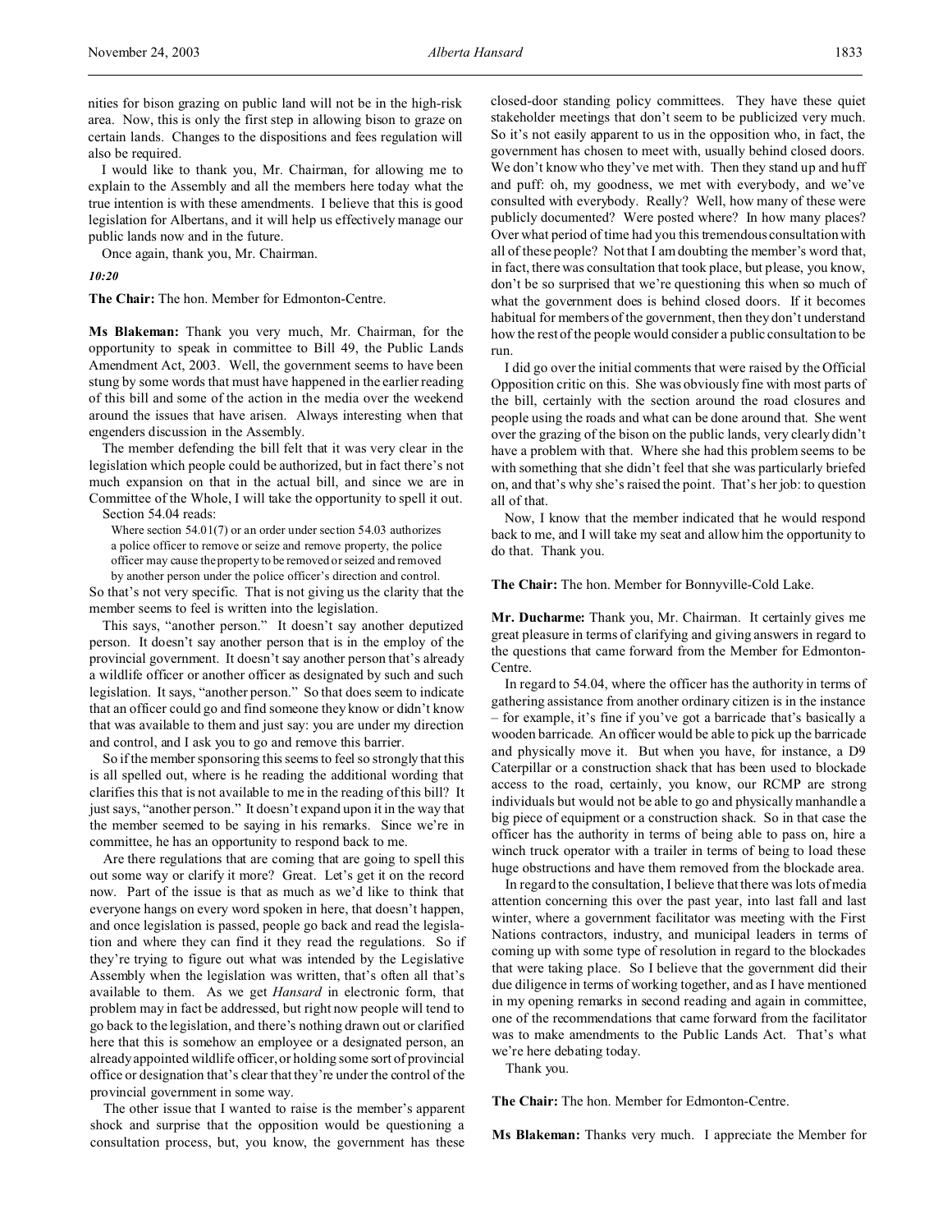nities for bison grazing on public land will not be in the high-risk area. Now, this is only the first step in allowing bison to graze on certain lands. Changes to the dispositions and fees regulation will also be required.

I would like to thank you, Mr. Chairman, for allowing me to explain to the Assembly and all the members here today what the true intention is with these amendments. I believe that this is good legislation for Albertans, and it will help us effectively manage our public lands now and in the future.

Once again, thank you, Mr. Chairman.

*10:20*

**The Chair:** The hon. Member for Edmonton-Centre.

**Ms Blakeman:** Thank you very much, Mr. Chairman, for the opportunity to speak in committee to Bill 49, the Public Lands Amendment Act, 2003. Well, the government seems to have been stung by some words that must have happened in the earlier reading of this bill and some of the action in the media over the weekend around the issues that have arisen. Always interesting when that engenders discussion in the Assembly.

The member defending the bill felt that it was very clear in the legislation which people could be authorized, but in fact there's not much expansion on that in the actual bill, and since we are in Committee of the Whole, I will take the opportunity to spell it out.

Section 54.04 reads:

> Where section 54.01(7) or an order under section 54.03 authorizes a police officer to remove or seize and remove property, the police officer may cause the property to be removed or seized and removed by another person under the police officer's direction and control.

So that's not very specific. That is not giving us the clarity that the member seems to feel is written into the legislation.

This says, "another person." It doesn't say another deputized person. It doesn't say another person that is in the employ of the provincial government. It doesn't say another person that's already a wildlife officer or another officer as designated by such and such legislation. It says, "another person." So that does seem to indicate that an officer could go and find someone they know or didn't know that was available to them and just say: you are under my direction and control, and I ask you to go and remove this barrier.

So if the member sponsoring this seems to feel so strongly that this is all spelled out, where is he reading the additional wording that clarifies this that is not available to me in the reading of this bill? It just says, "another person." It doesn't expand upon it in the way that the member seemed to be saying in his remarks. Since we're in committee, he has an opportunity to respond back to me.

Are there regulations that are coming that are going to spell this out some way or clarify it more? Great. Let's get it on the record now. Part of the issue is that as much as we'd like to think that everyone hangs on every word spoken in here, that doesn't happen, and once legislation is passed, people go back and read the legislation and where they can find it they read the regulations. So if they're trying to figure out what was intended by the Legislative Assembly when the legislation was written, that's often all that's available to them. As we get *Hansard* in electronic form, that problem may in fact be addressed, but right now people will tend to go back to the legislation, and there's nothing drawn out or clarified here that this is somehow an employee or a designated person, an already appointed wildlife officer, or holding some sort of provincial office or designation that's clear that they're under the control of the provincial government in some way.

The other issue that I wanted to raise is the member's apparent shock and surprise that the opposition would be questioning a consultation process, but, you know, the government has these closed-door standing policy committees. They have these quiet stakeholder meetings that don't seem to be publicized very much. So it's not easily apparent to us in the opposition who, in fact, the government has chosen to meet with, usually behind closed doors. We don't know who they've met with. Then they stand up and huff and puff: oh, my goodness, we met with everybody, and we've consulted with everybody. Really? Well, how many of these were publicly documented? Were posted where? In how many places? Over what period of time had you this tremendous consultation with all of these people? Not that I am doubting the member's word that, in fact, there was consultation that took place, but please, you know, don't be so surprised that we're questioning this when so much of what the government does is behind closed doors. If it becomes habitual for members of the government, then they don't understand how the rest of the people would consider a public consultation to be run.

I did go over the initial comments that were raised by the Official Opposition critic on this. She was obviously fine with most parts of the bill, certainly with the section around the road closures and people using the roads and what can be done around that. She went over the grazing of the bison on the public lands, very clearly didn't have a problem with that. Where she had this problem seems to be with something that she didn't feel that she was particularly briefed on, and that's why she's raised the point. That's her job: to question all of that.

Now, I know that the member indicated that he would respond back to me, and I will take my seat and allow him the opportunity to do that. Thank you.

**The Chair:** The hon. Member for Bonnyville-Cold Lake.

**Mr. Ducharme:** Thank you, Mr. Chairman. It certainly gives me great pleasure in terms of clarifying and giving answers in regard to the questions that came forward from the Member for Edmonton-Centre.

In regard to 54.04, where the officer has the authority in terms of gathering assistance from another ordinary citizen is in the instance – for example, it's fine if you've got a barricade that's basically a wooden barricade. An officer would be able to pick up the barricade and physically move it. But when you have, for instance, a D9 Caterpillar or a construction shack that has been used to blockade access to the road, certainly, you know, our RCMP are strong individuals but would not be able to go and physically manhandle a big piece of equipment or a construction shack. So in that case the officer has the authority in terms of being able to pass on, hire a winch truck operator with a trailer in terms of being to load these huge obstructions and have them removed from the blockade area.

In regard to the consultation, I believe that there was lots of media attention concerning this over the past year, into last fall and last winter, where a government facilitator was meeting with the First Nations contractors, industry, and municipal leaders in terms of coming up with some type of resolution in regard to the blockades that were taking place. So I believe that the government did their due diligence in terms of working together, and as I have mentioned in my opening remarks in second reading and again in committee, one of the recommendations that came forward from the facilitator was to make amendments to the Public Lands Act. That's what we're here debating today.

Thank you.

**The Chair:** The hon. Member for Edmonton-Centre.

**Ms Blakeman:** Thanks very much. I appreciate the Member for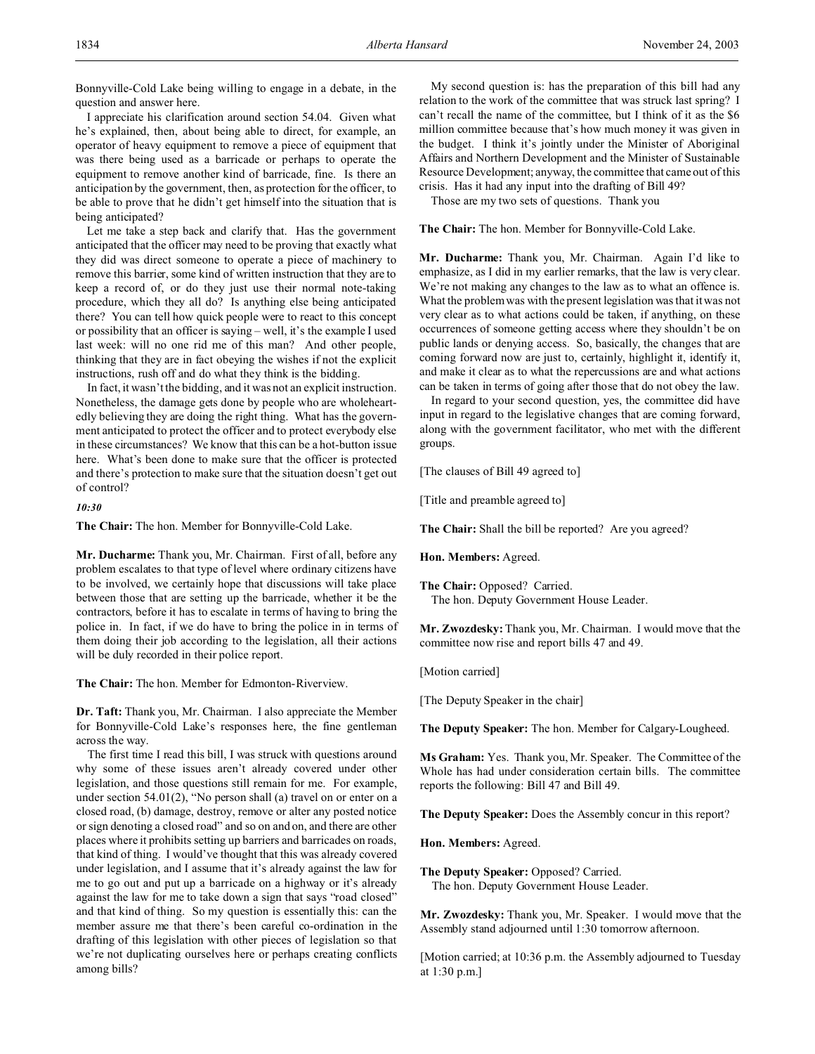Bonnyville-Cold Lake being willing to engage in a debate, in the question and answer here.

I appreciate his clarification around section 54.04. Given what he's explained, then, about being able to direct, for example, an operator of heavy equipment to remove a piece of equipment that was there being used as a barricade or perhaps to operate the equipment to remove another kind of barricade, fine. Is there an anticipation by the government, then, as protection for the officer, to be able to prove that he didn't get himself into the situation that is being anticipated?

Let me take a step back and clarify that. Has the government anticipated that the officer may need to be proving that exactly what they did was direct someone to operate a piece of machinery to remove this barrier, some kind of written instruction that they are to keep a record of, or do they just use their normal note-taking procedure, which they all do? Is anything else being anticipated there? You can tell how quick people were to react to this concept or possibility that an officer is saying – well, it's the example I used last week: will no one rid me of this man? And other people, thinking that they are in fact obeying the wishes if not the explicit instructions, rush off and do what they think is the bidding.

In fact, it wasn't the bidding, and it was not an explicit instruction. Nonetheless, the damage gets done by people who are wholeheartedly believing they are doing the right thing. What has the government anticipated to protect the officer and to protect everybody else in these circumstances? We know that this can be a hot-button issue here. What's been done to make sure that the officer is protected and there's protection to make sure that the situation doesn't get out of control?

*10:30*

**The Chair:** The hon. Member for Bonnyville-Cold Lake.

**Mr. Ducharme:** Thank you, Mr. Chairman. First of all, before any problem escalates to that type of level where ordinary citizens have to be involved, we certainly hope that discussions will take place between those that are setting up the barricade, whether it be the contractors, before it has to escalate in terms of having to bring the police in. In fact, if we do have to bring the police in in terms of them doing their job according to the legislation, all their actions will be duly recorded in their police report.

**The Chair:** The hon. Member for Edmonton-Riverview.

**Dr. Taft:** Thank you, Mr. Chairman. I also appreciate the Member for Bonnyville-Cold Lake's responses here, the fine gentleman across the way.

The first time I read this bill, I was struck with questions around why some of these issues aren't already covered under other legislation, and those questions still remain for me. For example, under section 54.01(2), "No person shall (a) travel on or enter on a closed road, (b) damage, destroy, remove or alter any posted notice or sign denoting a closed road" and so on and on, and there are other places where it prohibits setting up barriers and barricades on roads, that kind of thing. I would've thought that this was already covered under legislation, and I assume that it's already against the law for me to go out and put up a barricade on a highway or it's already against the law for me to take down a sign that says "road closed" and that kind of thing. So my question is essentially this: can the member assure me that there's been careful co-ordination in the drafting of this legislation with other pieces of legislation so that we're not duplicating ourselves here or perhaps creating conflicts among bills?

My second question is: has the preparation of this bill had any relation to the work of the committee that was struck last spring? I can't recall the name of the committee, but I think of it as the $6 million committee because that's how much money it was given in the budget. I think it's jointly under the Minister of Aboriginal Affairs and Northern Development and the Minister of Sustainable Resource Development; anyway, the committee that came out of this crisis. Has it had any input into the drafting of Bill 49?

Those are my two sets of questions. Thank you

**The Chair:** The hon. Member for Bonnyville-Cold Lake.

**Mr. Ducharme:** Thank you, Mr. Chairman. Again I'd like to emphasize, as I did in my earlier remarks, that the law is very clear. We're not making any changes to the law as to what an offence is. What the problem was with the present legislation was that it was not very clear as to what actions could be taken, if anything, on these occurrences of someone getting access where they shouldn't be on public lands or denying access. So, basically, the changes that are coming forward now are just to, certainly, highlight it, identify it, and make it clear as to what the repercussions are and what actions can be taken in terms of going after those that do not obey the law.

In regard to your second question, yes, the committee did have input in regard to the legislative changes that are coming forward, along with the government facilitator, who met with the different groups.

[The clauses of Bill 49 agreed to]

[Title and preamble agreed to]

**The Chair:** Shall the bill be reported? Are you agreed?

**Hon. Members:** Agreed.

**The Chair:** Opposed? Carried.
The hon. Deputy Government House Leader.

**Mr. Zwozdesky:** Thank you, Mr. Chairman. I would move that the committee now rise and report bills 47 and 49.

[Motion carried]

[The Deputy Speaker in the chair]

**The Deputy Speaker:** The hon. Member for Calgary-Lougheed.

**Ms Graham:** Yes. Thank you, Mr. Speaker. The Committee of the Whole has had under consideration certain bills. The committee reports the following: Bill 47 and Bill 49.

**The Deputy Speaker:** Does the Assembly concur in this report?

**Hon. Members:** Agreed.

**The Deputy Speaker:** Opposed? Carried.
The hon. Deputy Government House Leader.

**Mr. Zwozdesky:** Thank you, Mr. Speaker. I would move that the Assembly stand adjourned until 1:30 tomorrow afternoon.

[Motion carried; at 10:36 p.m. the Assembly adjourned to Tuesday at 1:30 p.m.]